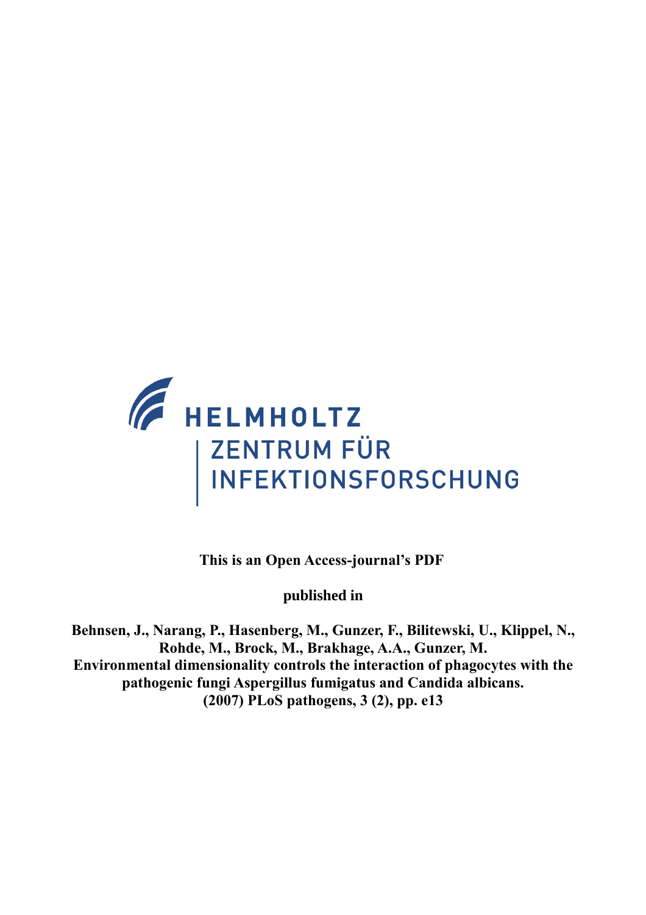HELMHOLTZ

ZENTRUM FÜR INFEKTIONSFORSCHUNG

**This is an Open Access-journal's PDF**

**published in**

**Behnsen, J., Narang, P., Hasenberg, M., Gunzer, F., Bilitewski, U., Klippel, N., Rohde, M., Brock, M., Brakhage, A.A., Gunzer, M.**
**Environmental dimensionality controls the interaction of phagocytes with the pathogenic fungi Aspergillus fumigatus and Candida albicans.**
**(2007) PLoS pathogens, 3 (2), pp. e13**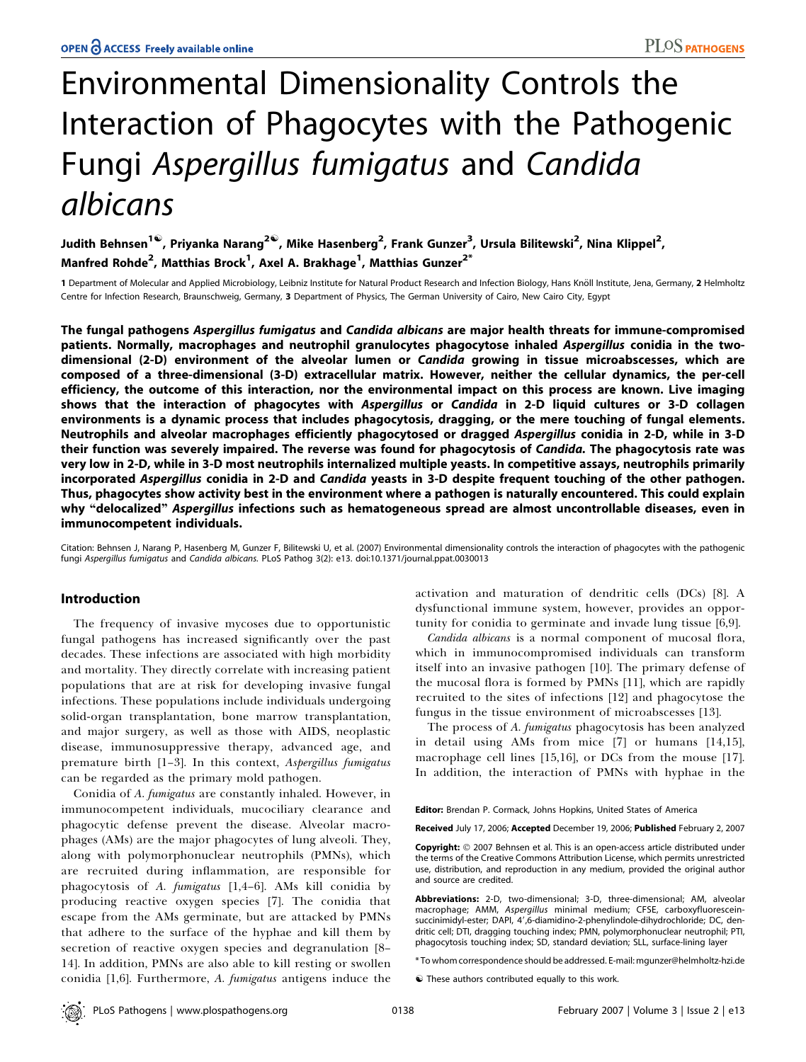# Environmental Dimensionality Controls the Interaction of Phagocytes with the Pathogenic Fungi *Aspergillus fumigatus* and *Candida albicans*

Judith Behnsen[1☯], Priyanka Narang[2☯], Mike Hasenberg[2], Frank Gunzer[3], Ursula Bilitewski[2], Nina Klippel[2], Manfred Rohde[2], Matthias Brock[1], Axel A. Brakhage[1], Matthias Gunzer[2*]

1 Department of Molecular and Applied Microbiology, Leibniz Institute for Natural Product Research and Infection Biology, Hans Knöll Institute, Jena, Germany, 2 Helmholtz Centre for Infection Research, Braunschweig, Germany, 3 Department of Physics, The German University of Cairo, New Cairo City, Egypt

**The fungal pathogens *Aspergillus fumigatus* and *Candida albicans* are major health threats for immune-compromised patients. Normally, macrophages and neutrophil granulocytes phagocytose inhaled *Aspergillus* conidia in the two-dimensional (2-D) environment of the alveolar lumen or *Candida* growing in tissue microabscesses, which are composed of a three-dimensional (3-D) extracellular matrix. However, neither the cellular dynamics, the per-cell efficiency, the outcome of this interaction, nor the environmental impact on this process are known. Live imaging shows that the interaction of phagocytes with *Aspergillus* or *Candida* in 2-D liquid cultures or 3-D collagen environments is a dynamic process that includes phagocytosis, dragging, or the mere touching of fungal elements. Neutrophils and alveolar macrophages efficiently phagocytosed or dragged *Aspergillus* conidia in 2-D, while in 3-D their function was severely impaired. The reverse was found for phagocytosis of *Candida*. The phagocytosis rate was very low in 2-D, while in 3-D most neutrophils internalized multiple yeasts. In competitive assays, neutrophils primarily incorporated *Aspergillus* conidia in 2-D and *Candida* yeasts in 3-D despite frequent touching of the other pathogen. Thus, phagocytes show activity best in the environment where a pathogen is naturally encountered. This could explain why "delocalized" *Aspergillus* infections such as hematogeneous spread are almost uncontrollable diseases, even in immunocompetent individuals.**

Citation: Behnsen J, Narang P, Hasenberg M, Gunzer F, Bilitewski U, et al. (2007) Environmental dimensionality controls the interaction of phagocytes with the pathogenic fungi *Aspergillus fumigatus* and *Candida albicans*. PLoS Pathog 3(2): e13. doi:10.1371/journal.ppat.0030013

## Introduction

The frequency of invasive mycoses due to opportunistic fungal pathogens has increased significantly over the past decades. These infections are associated with high morbidity and mortality. They directly correlate with increasing patient populations that are at risk for developing invasive fungal infections. These populations include individuals undergoing solid-organ transplantation, bone marrow transplantation, and major surgery, as well as those with AIDS, neoplastic disease, immunosuppressive therapy, advanced age, and premature birth [1–3]. In this context, *Aspergillus fumigatus* can be regarded as the primary mold pathogen.

Conidia of *A. fumigatus* are constantly inhaled. However, in immunocompetent individuals, mucociliary clearance and phagocytic defense prevent the disease. Alveolar macrophages (AMs) are the major phagocytes of lung alveoli. They, along with polymorphonuclear neutrophils (PMNs), which are recruited during inflammation, are responsible for phagocytosis of *A. fumigatus* [1,4–6]. AMs kill conidia by producing reactive oxygen species [7]. The conidia that escape from the AMs germinate, but are attacked by PMNs that adhere to the surface of the hyphae and kill them by secretion of reactive oxygen species and degranulation [8–14]. In addition, PMNs are also able to kill resting or swollen conidia [1,6]. Furthermore, *A. fumigatus* antigens induce the activation and maturation of dendritic cells (DCs) [8]. A dysfunctional immune system, however, provides an opportunity for conidia to germinate and invade lung tissue [6,9].

*Candida albicans* is a normal component of mucosal flora, which in immunocompromised individuals can transform itself into an invasive pathogen [10]. The primary defense of the mucosal flora is formed by PMNs [11], which are rapidly recruited to the sites of infections [12] and phagocytose the fungus in the tissue environment of microabscesses [13].

The process of *A. fumigatus* phagocytosis has been analyzed in detail using AMs from mice [7] or humans [14,15], macrophage cell lines [15,16], or DCs from the mouse [17]. In addition, the interaction of PMNs with hyphae in the

Editor: Brendan P. Cormack, Johns Hopkins, United States of America

Received July 17, 2006; Accepted December 19, 2006; Published February 2, 2007

Copyright: © 2007 Behnsen et al. This is an open-access article distributed under the terms of the Creative Commons Attribution License, which permits unrestricted use, distribution, and reproduction in any medium, provided the original author and source are credited.

Abbreviations: 2-D, two-dimensional; 3-D, three-dimensional; AM, alveolar macrophage; AMM, *Aspergillus* minimal medium; CFSE, carboxyfluorescein-succinimidyl-ester; DAPI, 4′,6-diamidino-2-phenylindole-dihydrochloride; DC, dendritic cell; DTI, dragging touching index; PMN, polymorphonuclear neutrophil; PTI, phagocytosis touching index; SD, standard deviation; SLL, surface-lining layer

\* To whom correspondence should be addressed. E-mail: mgunzer@helmholtz-hzi.de

☯ These authors contributed equally to this work.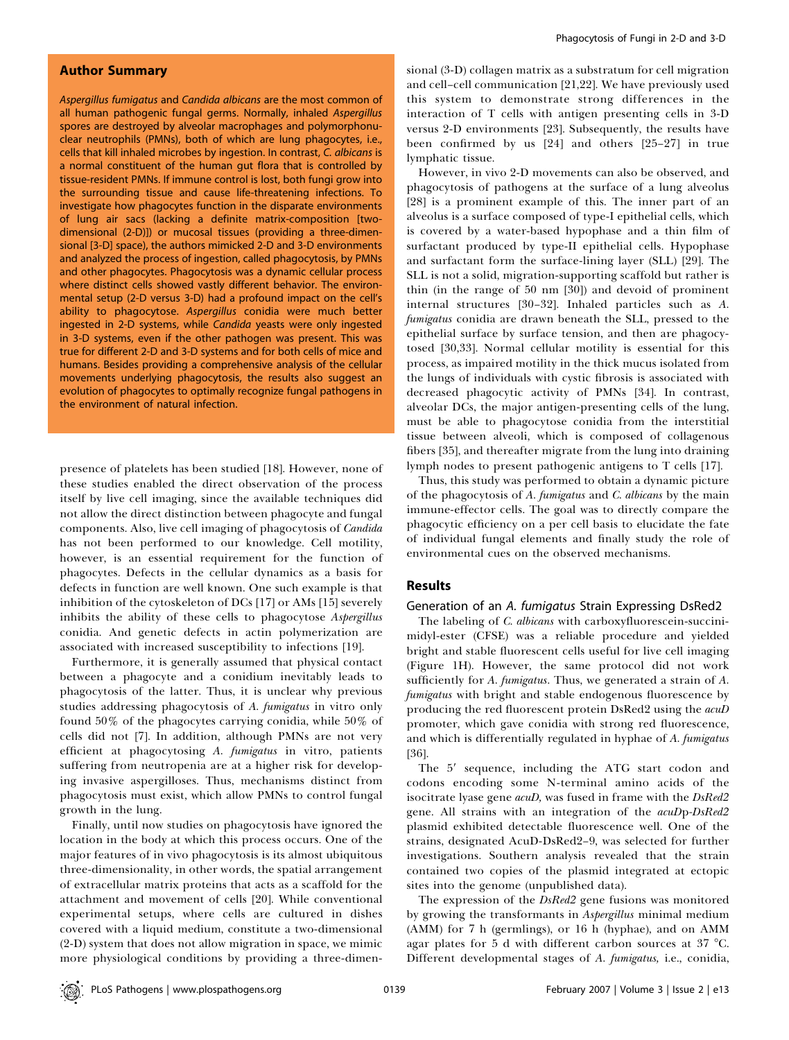## Author Summary

*Aspergillus fumigatus* and *Candida albicans* are the most common of all human pathogenic fungal germs. Normally, inhaled *Aspergillus* spores are destroyed by alveolar macrophages and polymorphonuclear neutrophils (PMNs), both of which are lung phagocytes, i.e., cells that kill inhaled microbes by ingestion. In contrast, *C. albicans* is a normal constituent of the human gut flora that is controlled by tissue-resident PMNs. If immune control is lost, both fungi grow into the surrounding tissue and cause life-threatening infections. To investigate how phagocytes function in the disparate environments of lung air sacs (lacking a definite matrix-composition [two-dimensional (2-D)]) or mucosal tissues (providing a three-dimensional [3-D] space), the authors mimicked 2-D and 3-D environments and analyzed the process of ingestion, called phagocytosis, by PMNs and other phagocytes. Phagocytosis was a dynamic cellular process where distinct cells showed vastly different behavior. The environmental setup (2-D versus 3-D) had a profound impact on the cell's ability to phagocytose. *Aspergillus* conidia were much better ingested in 2-D systems, while *Candida* yeasts were only ingested in 3-D systems, even if the other pathogen was present. This was true for different 2-D and 3-D systems and for both cells of mice and humans. Besides providing a comprehensive analysis of the cellular movements underlying phagocytosis, the results also suggest an evolution of phagocytes to optimally recognize fungal pathogens in the environment of natural infection.

presence of platelets has been studied [18]. However, none of these studies enabled the direct observation of the process itself by live cell imaging, since the available techniques did not allow the direct distinction between phagocyte and fungal components. Also, live cell imaging of phagocytosis of *Candida* has not been performed to our knowledge. Cell motility, however, is an essential requirement for the function of phagocytes. Defects in the cellular dynamics as a basis for defects in function are well known. One such example is that inhibition of the cytoskeleton of DCs [17] or AMs [15] severely inhibits the ability of these cells to phagocytose *Aspergillus* conidia. And genetic defects in actin polymerization are associated with increased susceptibility to infections [19].

Furthermore, it is generally assumed that physical contact between a phagocyte and a conidium inevitably leads to phagocytosis of the latter. Thus, it is unclear why previous studies addressing phagocytosis of *A. fumigatus* in vitro only found 50% of the phagocytes carrying conidia, while 50% of cells did not [7]. In addition, although PMNs are not very efficient at phagocytosing *A. fumigatus* in vitro, patients suffering from neutropenia are at a higher risk for developing invasive aspergilloses. Thus, mechanisms distinct from phagocytosis must exist, which allow PMNs to control fungal growth in the lung.

Finally, until now studies on phagocytosis have ignored the location in the body at which this process occurs. One of the major features of in vivo phagocytosis is its almost ubiquitous three-dimensionality, in other words, the spatial arrangement of extracellular matrix proteins that acts as a scaffold for the attachment and movement of cells [20]. While conventional experimental setups, where cells are cultured in dishes covered with a liquid medium, constitute a two-dimensional (2-D) system that does not allow migration in space, we mimic more physiological conditions by providing a three-dimensional (3-D) collagen matrix as a substratum for cell migration and cell–cell communication [21,22]. We have previously used this system to demonstrate strong differences in the interaction of T cells with antigen presenting cells in 3-D versus 2-D environments [23]. Subsequently, the results have been confirmed by us [24] and others [25–27] in true lymphatic tissue.

However, in vivo 2-D movements can also be observed, and phagocytosis of pathogens at the surface of a lung alveolus [28] is a prominent example of this. The inner part of an alveolus is a surface composed of type-I epithelial cells, which is covered by a water-based hypophase and a thin film of surfactant produced by type-II epithelial cells. Hypophase and surfactant form the surface-lining layer (SLL) [29]. The SLL is not a solid, migration-supporting scaffold but rather is thin (in the range of 50 nm [30]) and devoid of prominent internal structures [30–32]. Inhaled particles such as *A. fumigatus* conidia are drawn beneath the SLL, pressed to the epithelial surface by surface tension, and then are phagocytosed [30,33]. Normal cellular motility is essential for this process, as impaired motility in the thick mucus isolated from the lungs of individuals with cystic fibrosis is associated with decreased phagocytic activity of PMNs [34]. In contrast, alveolar DCs, the major antigen-presenting cells of the lung, must be able to phagocytose conidia from the interstitial tissue between alveoli, which is composed of collagenous fibers [35], and thereafter migrate from the lung into draining lymph nodes to present pathogenic antigens to T cells [17].

Thus, this study was performed to obtain a dynamic picture of the phagocytosis of *A. fumigatus* and *C. albicans* by the main immune-effector cells. The goal was to directly compare the phagocytic efficiency on a per cell basis to elucidate the fate of individual fungal elements and finally study the role of environmental cues on the observed mechanisms.

## Results

### Generation of an *A. fumigatus* Strain Expressing DsRed2

The labeling of *C. albicans* with carboxyfluorescein-succinimidyl-ester (CFSE) was a reliable procedure and yielded bright and stable fluorescent cells useful for live cell imaging (Figure 1H). However, the same protocol did not work sufficiently for *A. fumigatus*. Thus, we generated a strain of *A. fumigatus* with bright and stable endogenous fluorescence by producing the red fluorescent protein DsRed2 using the *acuD* promoter, which gave conidia with strong red fluorescence, and which is differentially regulated in hyphae of *A. fumigatus* [36].

The 5′ sequence, including the ATG start codon and codons encoding some N-terminal amino acids of the isocitrate lyase gene *acuD,* was fused in frame with the *DsRed2* gene. All strains with an integration of the *acuD*p-*DsRed2* plasmid exhibited detectable fluorescence well. One of the strains, designated AcuD-DsRed2–9, was selected for further investigations. Southern analysis revealed that the strain contained two copies of the plasmid integrated at ectopic sites into the genome (unpublished data).

The expression of the *DsRed2* gene fusions was monitored by growing the transformants in *Aspergillus* minimal medium (AMM) for 7 h (germlings), or 16 h (hyphae), and on AMM agar plates for 5 d with different carbon sources at 37 °C. Different developmental stages of *A. fumigatus,* i.e., conidia,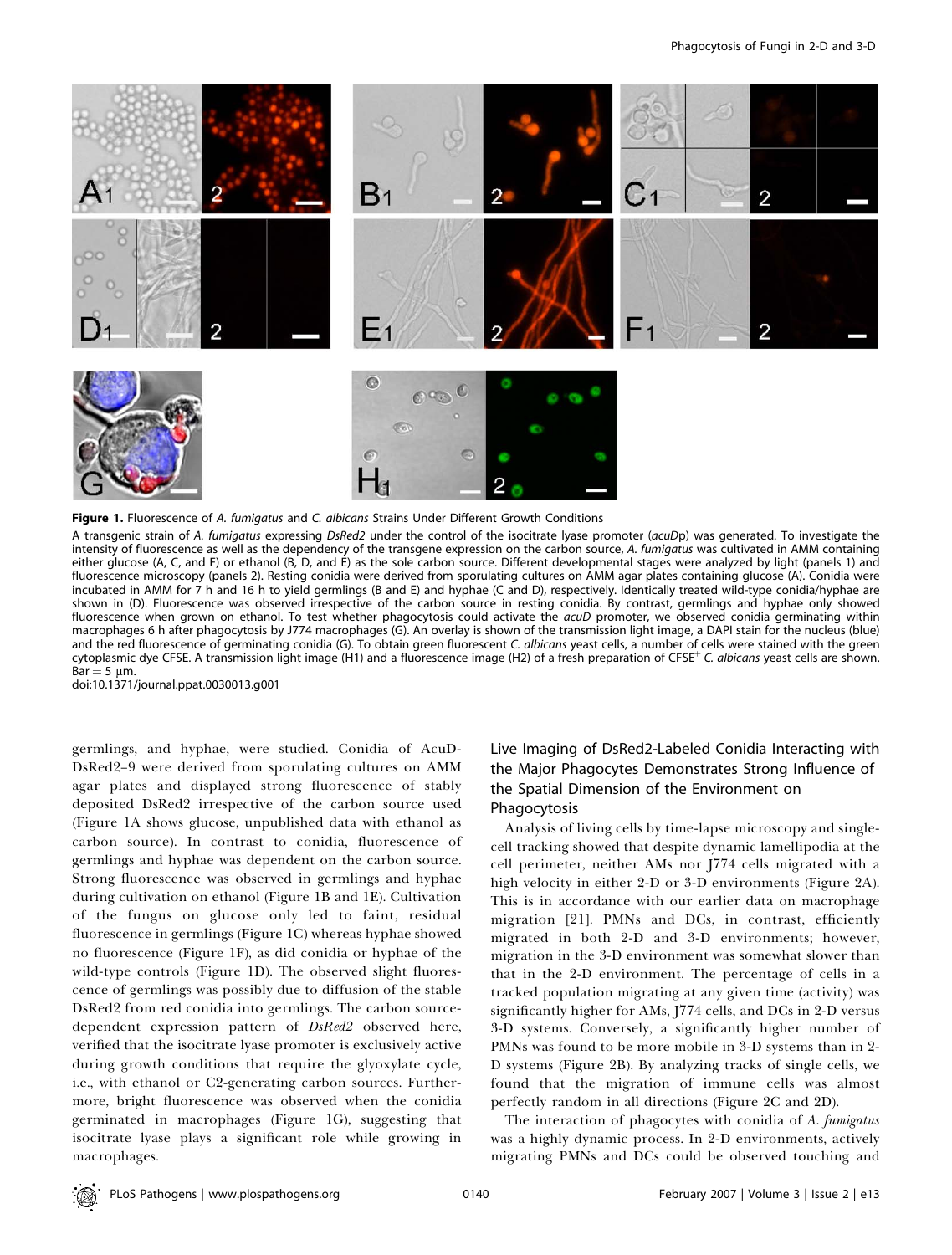**Figure 1.** Fluorescence of *A. fumigatus* and *C. albicans* Strains Under Different Growth Conditions

A transgenic strain of *A. fumigatus* expressing *DsRed2* under the control of the isocitrate lyase promoter (*acuD*p) was generated. To investigate the intensity of fluorescence as well as the dependency of the transgene expression on the carbon source, *A. fumigatus* was cultivated in AMM containing either glucose (A, C, and F) or ethanol (B, D, and E) as the sole carbon source. Different developmental stages were analyzed by light (panels 1) and fluorescence microscopy (panels 2). Resting conidia were derived from sporulating cultures on AMM agar plates containing glucose (A). Conidia were incubated in AMM for 7 h and 16 h to yield germlings (B and E) and hyphae (C and D), respectively. Identically treated wild-type conidia/hyphae are shown in (D). Fluorescence was observed irrespective of the carbon source in resting conidia. By contrast, germlings and hyphae only showed fluorescence when grown on ethanol. To test whether phagocytosis could activate the *acuD* promoter, we observed conidia germinating within macrophages 6 h after phagocytosis by J774 macrophages (G). An overlay is shown of the transmission light image, a DAPI stain for the nucleus (blue) and the red fluorescence of germinating conidia (G). To obtain green fluorescent *C. albicans* yeast cells, a number of cells were stained with the green cytoplasmic dye CFSE. A transmission light image (H1) and a fluorescence image (H2) of a fresh preparation of CFSE$^+$ *C. albicans* yeast cells are shown. Bar = 5 μm.

doi:10.1371/journal.ppat.0030013.g001

germlings, and hyphae, were studied. Conidia of AcuD-DsRed2–9 were derived from sporulating cultures on AMM agar plates and displayed strong fluorescence of stably deposited DsRed2 irrespective of the carbon source used (Figure 1A shows glucose, unpublished data with ethanol as carbon source). In contrast to conidia, fluorescence of germlings and hyphae was dependent on the carbon source. Strong fluorescence was observed in germlings and hyphae during cultivation on ethanol (Figure 1B and 1E). Cultivation of the fungus on glucose only led to faint, residual fluorescence in germlings (Figure 1C) whereas hyphae showed no fluorescence (Figure 1F), as did conidia or hyphae of the wild-type controls (Figure 1D). The observed slight fluorescence of germlings was possibly due to diffusion of the stable DsRed2 from red conidia into germlings. The carbon source-dependent expression pattern of *DsRed2* observed here, verified that the isocitrate lyase promoter is exclusively active during growth conditions that require the glyoxylate cycle, i.e., with ethanol or C2-generating carbon sources. Furthermore, bright fluorescence was observed when the conidia germinated in macrophages (Figure 1G), suggesting that isocitrate lyase plays a significant role while growing in macrophages.

### Live Imaging of DsRed2-Labeled Conidia Interacting with the Major Phagocytes Demonstrates Strong Influence of the Spatial Dimension of the Environment on Phagocytosis

Analysis of living cells by time-lapse microscopy and single-cell tracking showed that despite dynamic lamellipodia at the cell perimeter, neither AMs nor J774 cells migrated with a high velocity in either 2-D or 3-D environments (Figure 2A). This is in accordance with our earlier data on macrophage migration [21]. PMNs and DCs, in contrast, efficiently migrated in both 2-D and 3-D environments; however, migration in the 3-D environment was somewhat slower than that in the 2-D environment. The percentage of cells in a tracked population migrating at any given time (activity) was significantly higher for AMs, J774 cells, and DCs in 2-D versus 3-D systems. Conversely, a significantly higher number of PMNs was found to be more mobile in 3-D systems than in 2-D systems (Figure 2B). By analyzing tracks of single cells, we found that the migration of immune cells was almost perfectly random in all directions (Figure 2C and 2D).

The interaction of phagocytes with conidia of *A. fumigatus* was a highly dynamic process. In 2-D environments, actively migrating PMNs and DCs could be observed touching and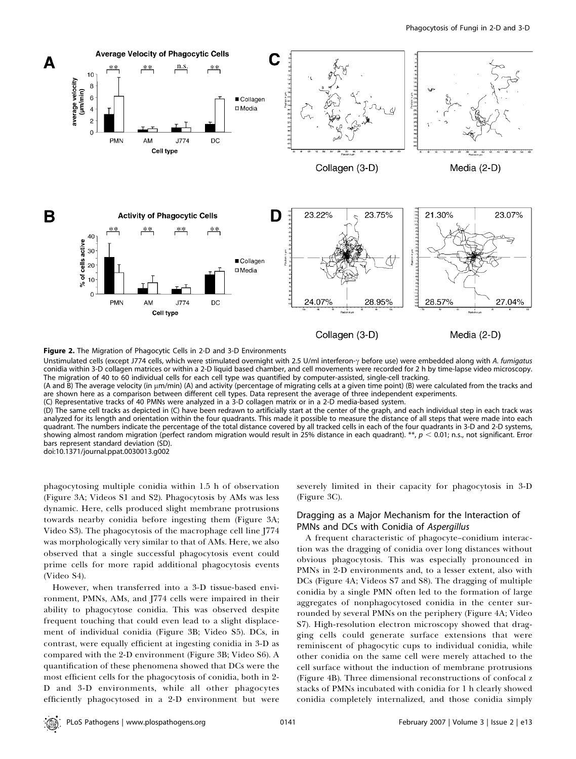**Figure 2.** The Migration of Phagocytic Cells in 2-D and 3-D Environments

Unstimulated cells (except J774 cells, which were stimulated overnight with 2.5 U/ml interferon-γ before use) were embedded along with *A. fumigatus* conidia within 3-D collagen matrices or within a 2-D liquid based chamber, and cell movements were recorded for 2 h by time-lapse video microscopy. The migration of 40 to 60 individual cells for each cell type was quantified by computer-assisted, single-cell tracking.

(A and B) The average velocity (in μm/min) (A) and activity (percentage of migrating cells at a given time point) (B) were calculated from the tracks and are shown here as a comparison between different cell types. Data represent the average of three independent experiments.

(C) Representative tracks of 40 PMNs were analyzed in a 3-D collagen matrix or in a 2-D media-based system.

(D) The same cell tracks as depicted in (C) have been redrawn to artificially start at the center of the graph, and each individual step in each track was analyzed for its length and orientation within the four quadrants. This made it possible to measure the distance of all steps that were made into each quadrant. The numbers indicate the percentage of the total distance covered by all tracked cells in each of the four quadrants in 3-D and 2-D systems, showing almost random migration (perfect random migration would result in 25% distance in each quadrant). **, $p < 0.01$; n.s., not significant. Error bars represent standard deviation (SD).

doi:10.1371/journal.ppat.0030013.g002

phagocytosing multiple conidia within 1.5 h of observation (Figure 3A; Videos S1 and S2). Phagocytosis by AMs was less dynamic. Here, cells produced slight membrane protrusions towards nearby conidia before ingesting them (Figure 3A; Video S3). The phagocytosis of the macrophage cell line J774 was morphologically very similar to that of AMs. Here, we also observed that a single successful phagocytosis event could prime cells for more rapid additional phagocytosis events (Video S4).

However, when transferred into a 3-D tissue-based environment, PMNs, AMs, and J774 cells were impaired in their ability to phagocytose conidia. This was observed despite frequent touching that could even lead to a slight displacement of individual conidia (Figure 3B; Video S5). DCs, in contrast, were equally efficient at ingesting conidia in 3-D as compared with the 2-D environment (Figure 3B; Video S6). A quantification of these phenomena showed that DCs were the most efficient cells for the phagocytosis of conidia, both in 2-D and 3-D environments, while all other phagocytes efficiently phagocytosed in a 2-D environment but were severely limited in their capacity for phagocytosis in 3-D (Figure 3C).

## Dragging as a Major Mechanism for the Interaction of PMNs and DCs with Conidia of *Aspergillus*

A frequent characteristic of phagocyte–conidium interaction was the dragging of conidia over long distances without obvious phagocytosis. This was especially pronounced in PMNs in 2-D environments and, to a lesser extent, also with DCs (Figure 4A; Videos S7 and S8). The dragging of multiple conidia by a single PMN often led to the formation of large aggregates of nonphagocytosed conidia in the center surrounded by several PMNs on the periphery (Figure 4A; Video S7). High-resolution electron microscopy showed that dragging cells could generate surface extensions that were reminiscent of phagocytic cups to individual conidia, while other conidia on the same cell were merely attached to the cell surface without the induction of membrane protrusions (Figure 4B). Three dimensional reconstructions of confocal z stacks of PMNs incubated with conidia for 1 h clearly showed conidia completely internalized, and those conidia simply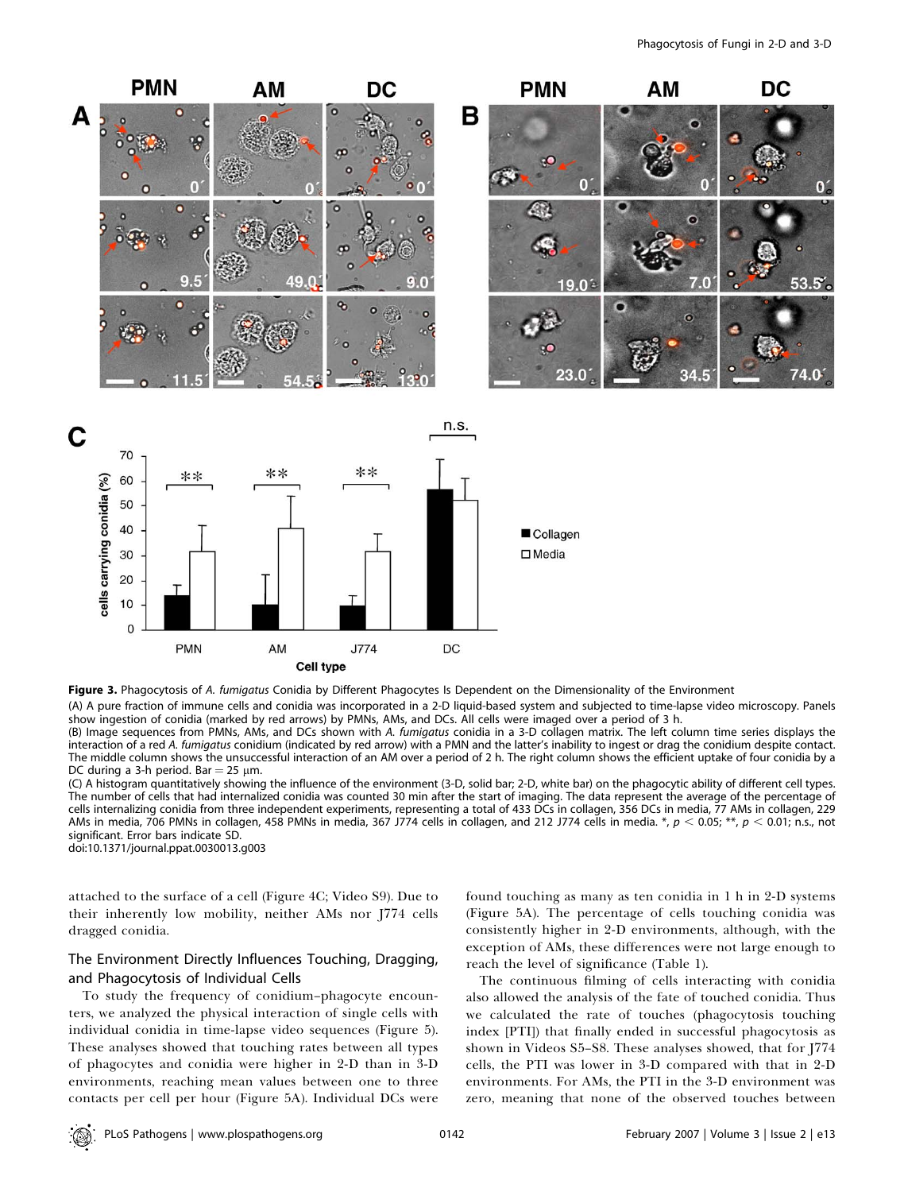**Figure 3.** Phagocytosis of *A. fumigatus* Conidia by Different Phagocytes Is Dependent on the Dimensionality of the Environment

(A) A pure fraction of immune cells and conidia was incorporated in a 2-D liquid-based system and subjected to time-lapse video microscopy. Panels show ingestion of conidia (marked by red arrows) by PMNs, AMs, and DCs. All cells were imaged over a period of 3 h.

(B) Image sequences from PMNs, AMs, and DCs shown with *A. fumigatus* conidia in a 3-D collagen matrix. The left column time series displays the interaction of a red *A. fumigatus* conidium (indicated by red arrow) with a PMN and the latter's inability to ingest or drag the conidium despite contact. The middle column shows the unsuccessful interaction of an AM over a period of 2 h. The right column shows the efficient uptake of four conidia by a DC during a 3-h period. Bar = 25 μm.

(C) A histogram quantitatively showing the influence of the environment (3-D, solid bar; 2-D, white bar) on the phagocytic ability of different cell types. The number of cells that had internalized conidia was counted 30 min after the start of imaging. The data represent the average of the percentage of cells internalizing conidia from three independent experiments, representing a total of 433 DCs in collagen, 356 DCs in media, 77 AMs in collagen, 229 AMs in media, 706 PMNs in collagen, 458 PMNs in media, 367 J774 cells in collagen, and 212 J774 cells in media. *, $p < 0.05$; **, $p < 0.01$; n.s., not significant. Error bars indicate SD.

doi:10.1371/journal.ppat.0030013.g003

attached to the surface of a cell (Figure 4C; Video S9). Due to their inherently low mobility, neither AMs nor J774 cells dragged conidia.

## The Environment Directly Influences Touching, Dragging, and Phagocytosis of Individual Cells

To study the frequency of conidium–phagocyte encounters, we analyzed the physical interaction of single cells with individual conidia in time-lapse video sequences (Figure 5). These analyses showed that touching rates between all types of phagocytes and conidia were higher in 2-D than in 3-D environments, reaching mean values between one to three contacts per cell per hour (Figure 5A). Individual DCs were found touching as many as ten conidia in 1 h in 2-D systems (Figure 5A). The percentage of cells touching conidia was consistently higher in 2-D environments, although, with the exception of AMs, these differences were not large enough to reach the level of significance (Table 1).

The continuous filming of cells interacting with conidia also allowed the analysis of the fate of touched conidia. Thus we calculated the rate of touches (phagocytosis touching index [PTI]) that finally ended in successful phagocytosis as shown in Videos S5–S8. These analyses showed, that for J774 cells, the PTI was lower in 3-D compared with that in 2-D environments. For AMs, the PTI in the 3-D environment was zero, meaning that none of the observed touches between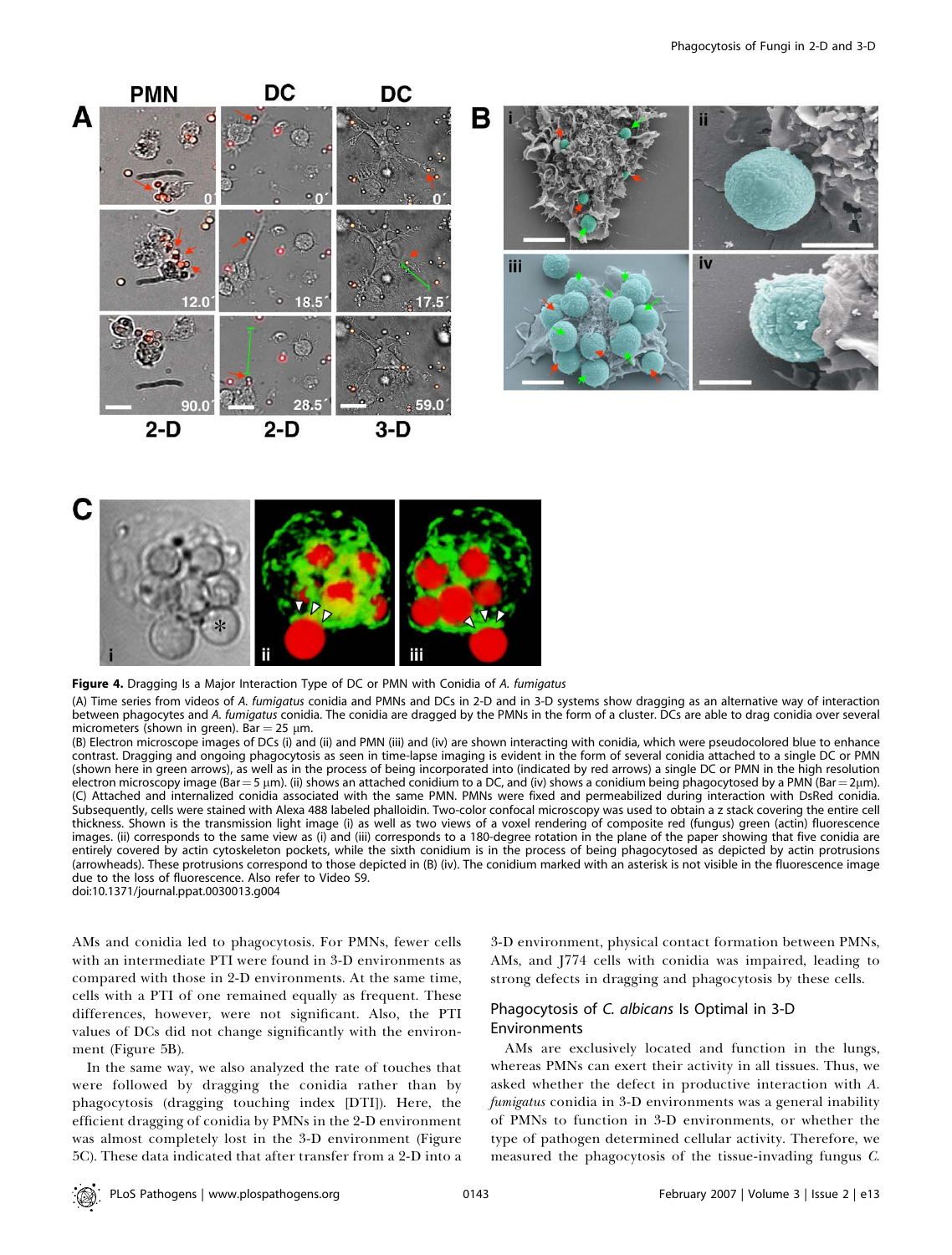**Figure 4.** Dragging Is a Major Interaction Type of DC or PMN with Conidia of *A. fumigatus*

(A) Time series from videos of *A. fumigatus* conidia and PMNs and DCs in 2-D and in 3-D systems show dragging as an alternative way of interaction between phagocytes and *A. fumigatus* conidia. The conidia are dragged by the PMNs in the form of a cluster. DCs are able to drag conidia over several micrometers (shown in green). Bar = 25 μm.

(B) Electron microscope images of DCs (i) and (ii) and PMN (iii) and (iv) are shown interacting with conidia, which were pseudocolored blue to enhance contrast. Dragging and ongoing phagocytosis as seen in time-lapse imaging is evident in the form of several conidia attached to a single DC or PMN (shown here in green arrows), as well as in the process of being incorporated into (indicated by red arrows) a single DC or PMN in the high resolution electron microscopy image (Bar = 5 μm). (ii) shows an attached conidium to a DC, and (iv) shows a conidium being phagocytosed by a PMN (Bar = 2μm).

(C) Attached and internalized conidia associated with the same PMN. PMNs were fixed and permeabilized during interaction with DsRed conidia. Subsequently, cells were stained with Alexa 488 labeled phalloidin. Two-color confocal microscopy was used to obtain a z stack covering the entire cell thickness. Shown is the transmission light image (i) as well as two views of a voxel rendering of composite red (fungus) green (actin) fluorescence images. (ii) corresponds to the same view as (i) and (iii) corresponds to a 180-degree rotation in the plane of the paper showing that five conidia are entirely covered by actin cytoskeleton pockets, while the sixth conidium is in the process of being phagocytosed as depicted by actin protrusions (arrowheads). These protrusions correspond to those depicted in (B) (iv). The conidium marked with an asterisk is not visible in the fluorescence image due to the loss of fluorescence. Also refer to Video S9.

doi:10.1371/journal.ppat.0030013.g004

AMs and conidia led to phagocytosis. For PMNs, fewer cells with an intermediate PTI were found in 3-D environments as compared with those in 2-D environments. At the same time, cells with a PTI of one remained equally as frequent. These differences, however, were not significant. Also, the PTI values of DCs did not change significantly with the environment (Figure 5B).

In the same way, we also analyzed the rate of touches that were followed by dragging the conidia rather than by phagocytosis (dragging touching index [DTI]). Here, the efficient dragging of conidia by PMNs in the 2-D environment was almost completely lost in the 3-D environment (Figure 5C). These data indicated that after transfer from a 2-D into a 3-D environment, physical contact formation between PMNs, AMs, and J774 cells with conidia was impaired, leading to strong defects in dragging and phagocytosis by these cells.

## Phagocytosis of *C. albicans* Is Optimal in 3-D Environments

AMs are exclusively located and function in the lungs, whereas PMNs can exert their activity in all tissues. Thus, we asked whether the defect in productive interaction with *A. fumigatus* conidia in 3-D environments was a general inability of PMNs to function in 3-D environments, or whether the type of pathogen determined cellular activity. Therefore, we measured the phagocytosis of the tissue-invading fungus *C.*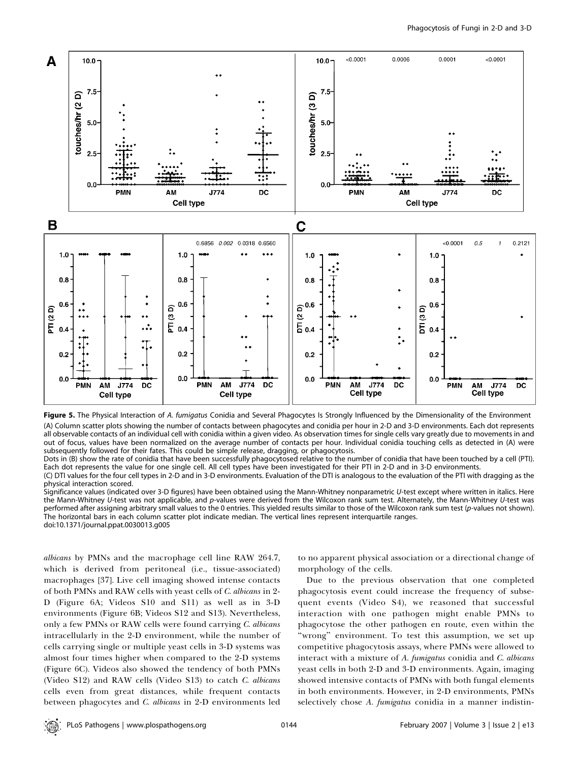**Figure 5.** The Physical Interaction of *A. fumigatus* Conidia and Several Phagocytes Is Strongly Influenced by the Dimensionality of the Environment

(A) Column scatter plots showing the number of contacts between phagocytes and conidia per hour in 2-D and 3-D environments. Each dot represents all observable contacts of an individual cell with conidia within a given video. As observation times for single cells vary greatly due to movements in and out of focus, values have been normalized on the average number of contacts per hour. Individual conidia touching cells as detected in (A) were subsequently followed for their fates. This could be simple release, dragging, or phagocytosis.

Dots in (B) show the rate of conidia that have been successfully phagocytosed relative to the number of conidia that have been touched by a cell (PTI). Each dot represents the value for one single cell. All cell types have been investigated for their PTI in 2-D and in 3-D environments.

(C) DTI values for the four cell types in 2-D and in 3-D environments. Evaluation of the DTI is analogous to the evaluation of the PTI with dragging as the physical interaction scored.

Significance values (indicated over 3-D figures) have been obtained using the Mann-Whitney nonparametric *U*-test except where written in italics. Here the Mann-Whitney *U*-test was not applicable, and *p*-values were derived from the Wilcoxon rank sum test. Alternately, the Mann-Whitney *U*-test was performed after assigning arbitrary small values to the 0 entries. This yielded results similar to those of the Wilcoxon rank sum test (*p*-values not shown). The horizontal bars in each column scatter plot indicate median. The vertical lines represent interquartile ranges.

doi:10.1371/journal.ppat.0030013.g005

*albicans* by PMNs and the macrophage cell line RAW 264.7, which is derived from peritoneal (i.e., tissue-associated) macrophages [37]. Live cell imaging showed intense contacts of both PMNs and RAW cells with yeast cells of *C. albicans* in 2-D (Figure 6A; Videos S10 and S11) as well as in 3-D environments (Figure 6B; Videos S12 and S13). Nevertheless, only a few PMNs or RAW cells were found carrying *C. albicans* intracellularly in the 2-D environment, while the number of cells carrying single or multiple yeast cells in 3-D systems was almost four times higher when compared to the 2-D systems (Figure 6C). Videos also showed the tendency of both PMNs (Video S12) and RAW cells (Video S13) to catch *C. albicans* cells even from great distances, while frequent contacts between phagocytes and *C. albicans* in 2-D environments led to no apparent physical association or a directional change of morphology of the cells.

Due to the previous observation that one completed phagocytosis event could increase the frequency of subsequent events (Video S4), we reasoned that successful interaction with one pathogen might enable PMNs to phagocytose the other pathogen en route, even within the "wrong" environment. To test this assumption, we set up competitive phagocytosis assays, where PMNs were allowed to interact with a mixture of *A. fumigatus* conidia and *C. albicans* yeast cells in both 2-D and 3-D environments. Again, imaging showed intensive contacts of PMNs with both fungal elements in both environments. However, in 2-D environments, PMNs selectively chose *A. fumigatus* conidia in a manner indistin-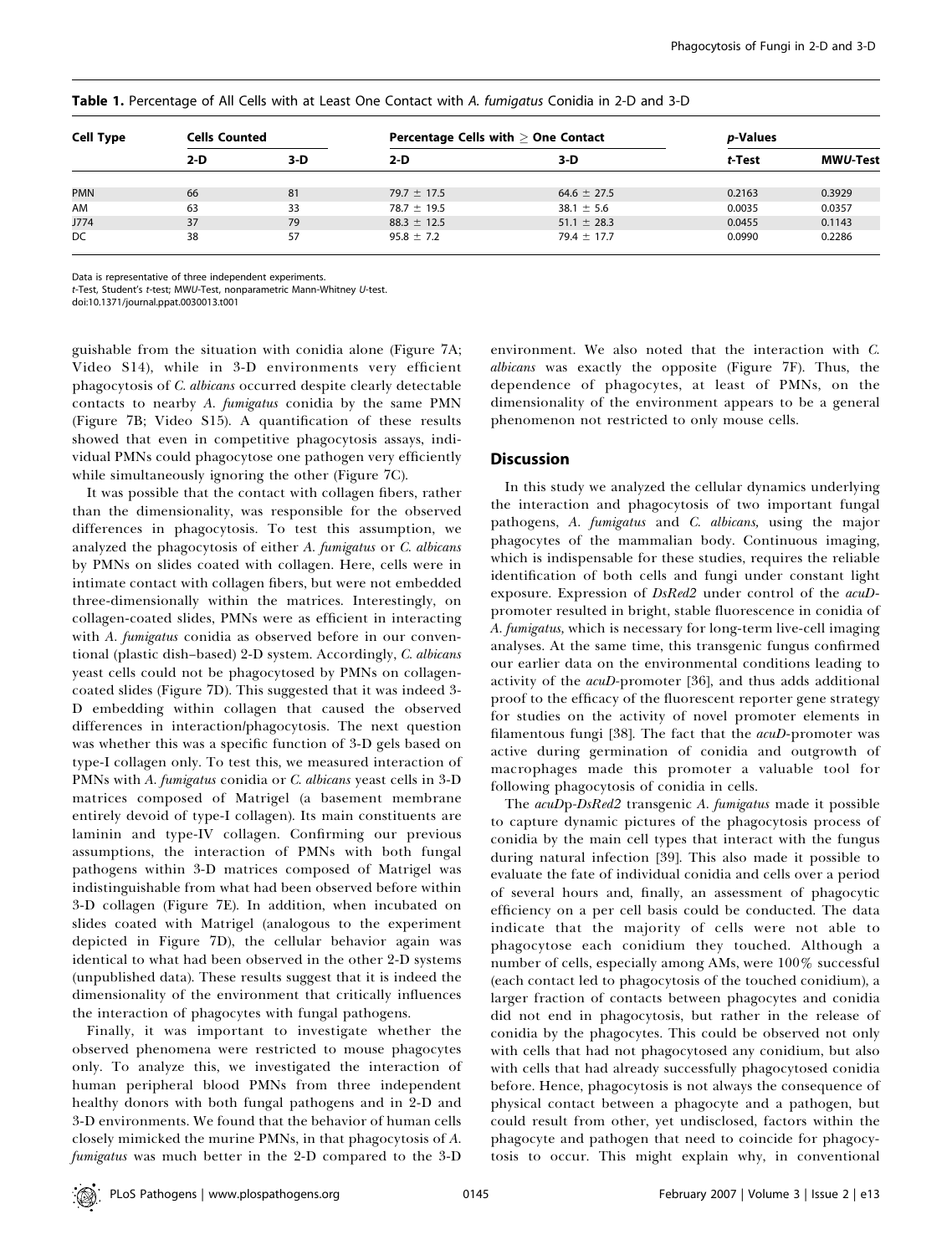**Table 1.** Percentage of All Cells with at Least One Contact with *A. fumigatus* Conidia in 2-D and 3-D

| Cell Type | Cells Counted | | Percentage Cells with ≥ One Contact | | *p*-Values | |
|---|---|---|---|---|---|---|
| | 2-D | 3-D | 2-D | 3-D | *t*-Test | *MWU*-Test |
| PMN | 66 | 81 | 79.7 ± 17.5 | 64.6 ± 27.5 | 0.2163 | 0.3929 |
| AM | 63 | 33 | 78.7 ± 19.5 | 38.1 ± 5.6 | 0.0035 | 0.0357 |
| J774 | 37 | 79 | 88.3 ± 12.5 | 51.1 ± 28.3 | 0.0455 | 0.1143 |
| DC | 38 | 57 | 95.8 ± 7.2 | 79.4 ± 17.7 | 0.0990 | 0.2286 |

Data is representative of three independent experiments.
*t*-Test, Student's *t*-test; *MWU*-Test, nonparametric Mann-Whitney *U*-test.
doi:10.1371/journal.ppat.0030013.t001

guishable from the situation with conidia alone (Figure 7A; Video S14), while in 3-D environments very efficient phagocytosis of *C. albicans* occurred despite clearly detectable contacts to nearby *A. fumigatus* conidia by the same PMN (Figure 7B; Video S15). A quantification of these results showed that even in competitive phagocytosis assays, individual PMNs could phagocytose one pathogen very efficiently while simultaneously ignoring the other (Figure 7C).

It was possible that the contact with collagen fibers, rather than the dimensionality, was responsible for the observed differences in phagocytosis. To test this assumption, we analyzed the phagocytosis of either *A. fumigatus* or *C. albicans* by PMNs on slides coated with collagen. Here, cells were in intimate contact with collagen fibers, but were not embedded three-dimensionally within the matrices. Interestingly, on collagen-coated slides, PMNs were as efficient in interacting with *A. fumigatus* conidia as observed before in our conventional (plastic dish–based) 2-D system. Accordingly, *C. albicans* yeast cells could not be phagocytosed by PMNs on collagen-coated slides (Figure 7D). This suggested that it was indeed 3-D embedding within collagen that caused the observed differences in interaction/phagocytosis. The next question was whether this was a specific function of 3-D gels based on type-I collagen only. To test this, we measured interaction of PMNs with *A. fumigatus* conidia or *C. albicans* yeast cells in 3-D matrices composed of Matrigel (a basement membrane entirely devoid of type-I collagen). Its main constituents are laminin and type-IV collagen. Confirming our previous assumptions, the interaction of PMNs with both fungal pathogens within 3-D matrices composed of Matrigel was indistinguishable from what had been observed before within 3-D collagen (Figure 7E). In addition, when incubated on slides coated with Matrigel (analogous to the experiment depicted in Figure 7D), the cellular behavior again was identical to what had been observed in the other 2-D systems (unpublished data). These results suggest that it is indeed the dimensionality of the environment that critically influences the interaction of phagocytes with fungal pathogens.

Finally, it was important to investigate whether the observed phenomena were restricted to mouse phagocytes only. To analyze this, we investigated the interaction of human peripheral blood PMNs from three independent healthy donors with both fungal pathogens and in 2-D and 3-D environments. We found that the behavior of human cells closely mimicked the murine PMNs, in that phagocytosis of *A. fumigatus* was much better in the 2-D compared to the 3-D environment. We also noted that the interaction with *C. albicans* was exactly the opposite (Figure 7F). Thus, the dependence of phagocytes, at least of PMNs, on the dimensionality of the environment appears to be a general phenomenon not restricted to only mouse cells.

## Discussion

In this study we analyzed the cellular dynamics underlying the interaction and phagocytosis of two important fungal pathogens, *A. fumigatus* and *C. albicans*, using the major phagocytes of the mammalian body. Continuous imaging, which is indispensable for these studies, requires the reliable identification of both cells and fungi under constant light exposure. Expression of *DsRed2* under control of the *acuD*-promoter resulted in bright, stable fluorescence in conidia of *A. fumigatus*, which is necessary for long-term live-cell imaging analyses. At the same time, this transgenic fungus confirmed our earlier data on the environmental conditions leading to activity of the *acuD*-promoter [36], and thus adds additional proof to the efficacy of the fluorescent reporter gene strategy for studies on the activity of novel promoter elements in filamentous fungi [38]. The fact that the *acuD*-promoter was active during germination of conidia and outgrowth of macrophages made this promoter a valuable tool for following phagocytosis of conidia in cells.

The *acuD*p-*DsRed2* transgenic *A. fumigatus* made it possible to capture dynamic pictures of the phagocytosis process of conidia by the main cell types that interact with the fungus during natural infection [39]. This also made it possible to evaluate the fate of individual conidia and cells over a period of several hours and, finally, an assessment of phagocytic efficiency on a per cell basis could be conducted. The data indicate that the majority of cells were not able to phagocytose each conidium they touched. Although a number of cells, especially among AMs, were 100% successful (each contact led to phagocytosis of the touched conidium), a larger fraction of contacts between phagocytes and conidia did not end in phagocytosis, but rather in the release of conidia by the phagocytes. This could be observed not only with cells that had not phagocytosed any conidium, but also with cells that had already successfully phagocytosed conidia before. Hence, phagocytosis is not always the consequence of physical contact between a phagocyte and a pathogen, but could result from other, yet undisclosed, factors within the phagocyte and pathogen that need to coincide for phagocytosis to occur. This might explain why, in conventional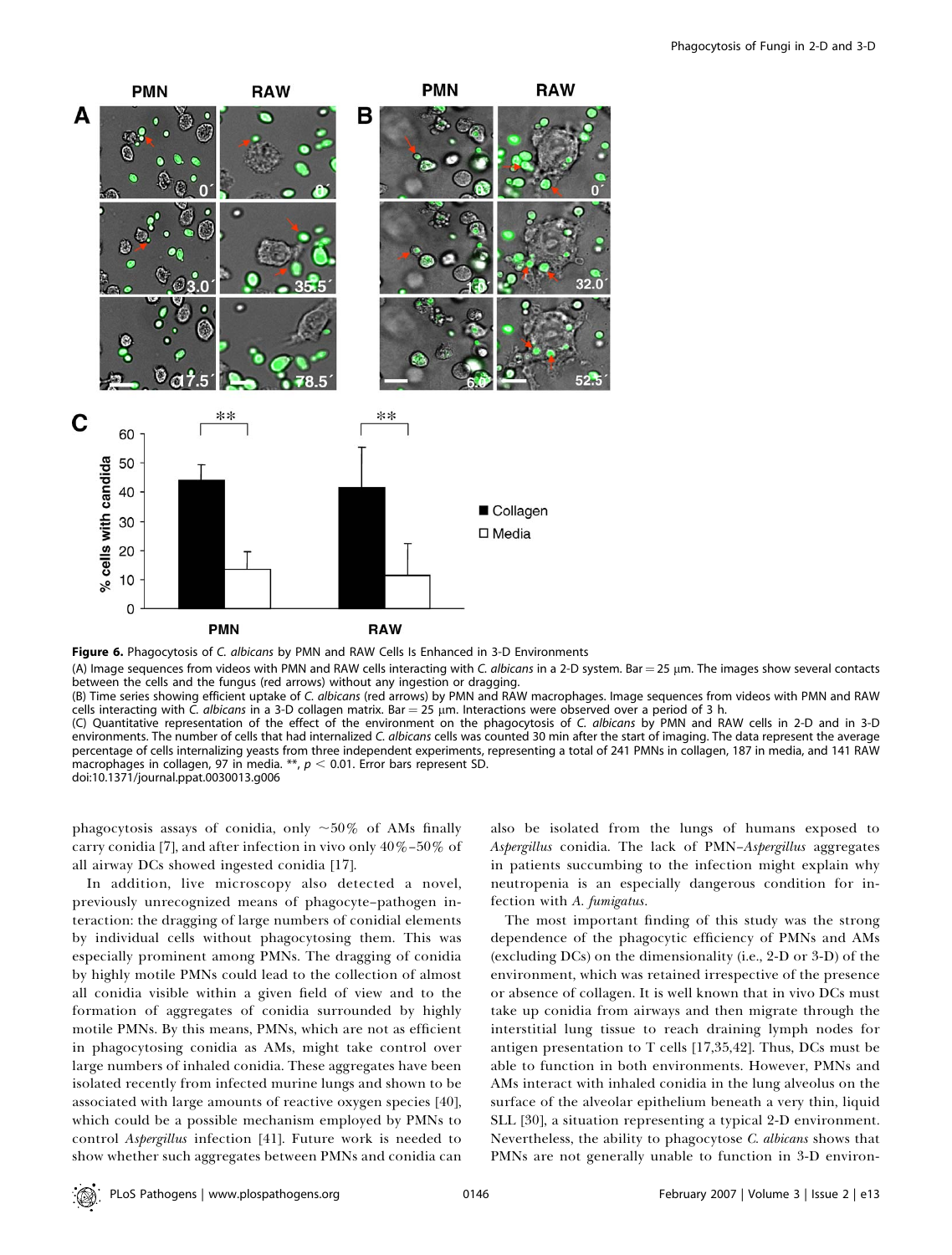**Figure 6.** Phagocytosis of *C. albicans* by PMN and RAW Cells Is Enhanced in 3-D Environments

(A) Image sequences from videos with PMN and RAW cells interacting with *C. albicans* in a 2-D system. Bar = 25 μm. The images show several contacts between the cells and the fungus (red arrows) without any ingestion or dragging.

(B) Time series showing efficient uptake of *C. albicans* (red arrows) by PMN and RAW macrophages. Image sequences from videos with PMN and RAW cells interacting with *C. albicans* in a 3-D collagen matrix. Bar = 25 μm. Interactions were observed over a period of 3 h.

(C) Quantitative representation of the effect of the environment on the phagocytosis of *C. albicans* by PMN and RAW cells in 2-D and in 3-D environments. The number of cells that had internalized *C. albicans* cells was counted 30 min after the start of imaging. The data represent the average percentage of cells internalizing yeasts from three independent experiments, representing a total of 241 PMNs in collagen, 187 in media, and 141 RAW macrophages in collagen, 97 in media. **, $p < 0.01$. Error bars represent SD.

doi:10.1371/journal.ppat.0030013.g006

phagocytosis assays of conidia, only ~50% of AMs finally carry conidia [7], and after infection in vivo only 40%–50% of all airway DCs showed ingested conidia [17].

In addition, live microscopy also detected a novel, previously unrecognized means of phagocyte–pathogen interaction: the dragging of large numbers of conidial elements by individual cells without phagocytosing them. This was especially prominent among PMNs. The dragging of conidia by highly motile PMNs could lead to the collection of almost all conidia visible within a given field of view and to the formation of aggregates of conidia surrounded by highly motile PMNs. By this means, PMNs, which are not as efficient in phagocytosing conidia as AMs, might take control over large numbers of inhaled conidia. These aggregates have been isolated recently from infected murine lungs and shown to be associated with large amounts of reactive oxygen species [40], which could be a possible mechanism employed by PMNs to control *Aspergillus* infection [41]. Future work is needed to show whether such aggregates between PMNs and conidia can also be isolated from the lungs of humans exposed to *Aspergillus* conidia. The lack of PMN–*Aspergillus* aggregates in patients succumbing to the infection might explain why neutropenia is an especially dangerous condition for infection with *A. fumigatus*.

The most important finding of this study was the strong dependence of the phagocytic efficiency of PMNs and AMs (excluding DCs) on the dimensionality (i.e., 2-D or 3-D) of the environment, which was retained irrespective of the presence or absence of collagen. It is well known that in vivo DCs must take up conidia from airways and then migrate through the interstitial lung tissue to reach draining lymph nodes for antigen presentation to T cells [17,35,42]. Thus, DCs must be able to function in both environments. However, PMNs and AMs interact with inhaled conidia in the lung alveolus on the surface of the alveolar epithelium beneath a very thin, liquid SLL [30], a situation representing a typical 2-D environment. Nevertheless, the ability to phagocytose *C. albicans* shows that PMNs are not generally unable to function in 3-D environ-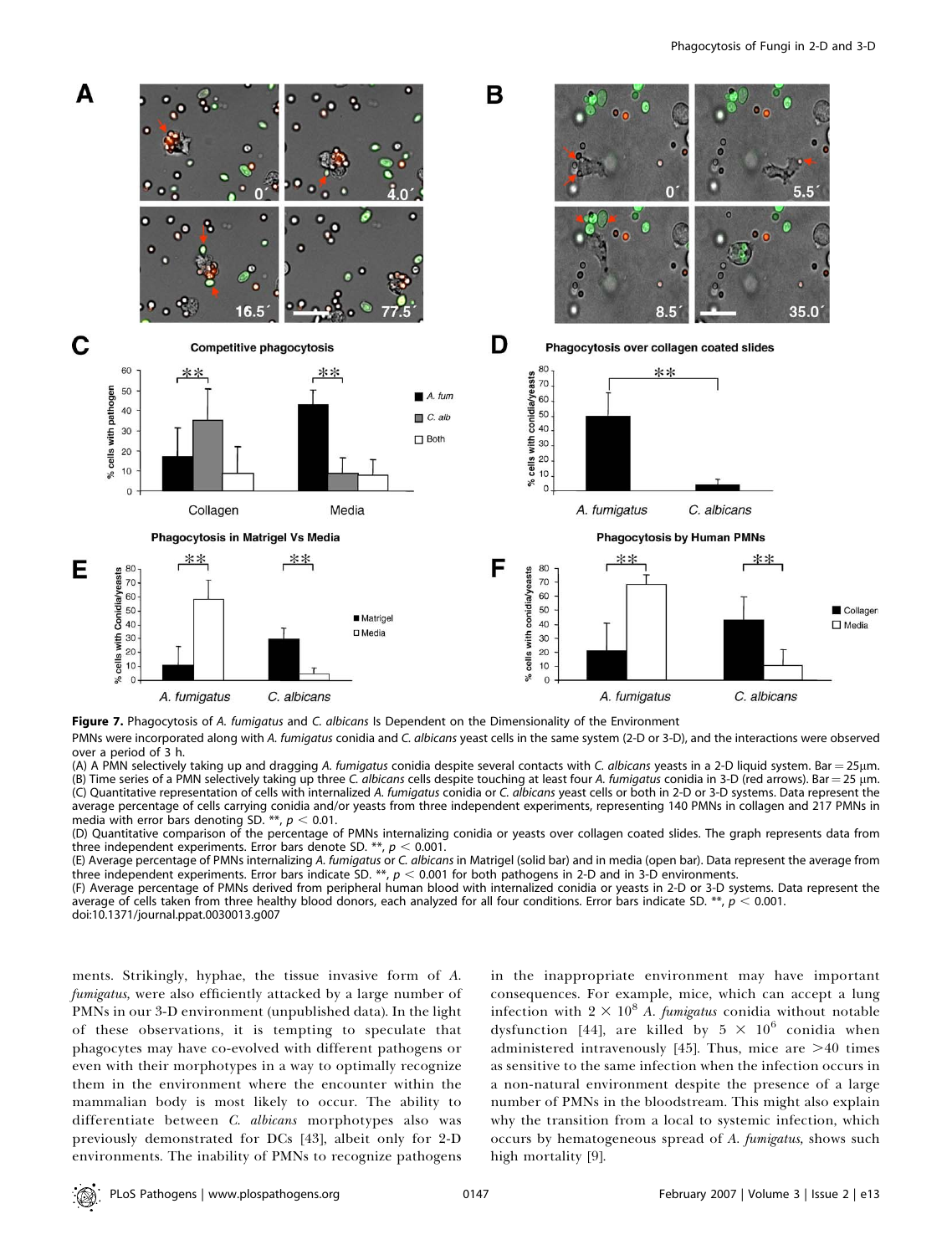**Figure 7.** Phagocytosis of *A. fumigatus* and *C. albicans* Is Dependent on the Dimensionality of the Environment

PMNs were incorporated along with *A. fumigatus* conidia and *C. albicans* yeast cells in the same system (2-D or 3-D), and the interactions were observed over a period of 3 h.

(A) A PMN selectively taking up and dragging *A. fumigatus* conidia despite several contacts with *C. albicans* yeasts in a 2-D liquid system. Bar = 25μm.

(B) Time series of a PMN selectively taking up three *C. albicans* cells despite touching at least four *A. fumigatus* conidia in 3-D (red arrows). Bar = 25 μm.

(C) Quantitative representation of cells with internalized *A. fumigatus* conidia or *C. albicans* yeast cells or both in 2-D or 3-D systems. Data represent the average percentage of cells carrying conidia and/or yeasts from three independent experiments, representing 140 PMNs in collagen and 217 PMNs in media with error bars denoting SD. **, $p < 0.01$.

(D) Quantitative comparison of the percentage of PMNs internalizing conidia or yeasts over collagen coated slides. The graph represents data from three independent experiments. Error bars denote SD. **, $p < 0.001$.

(E) Average percentage of PMNs internalizing *A. fumigatus* or *C. albicans* in Matrigel (solid bar) and in media (open bar). Data represent the average from three independent experiments. Error bars indicate SD. **, $p < 0.001$ for both pathogens in 2-D and in 3-D environments.

(F) Average percentage of PMNs derived from peripheral human blood with internalized conidia or yeasts in 2-D or 3-D systems. Data represent the average of cells taken from three healthy blood donors, each analyzed for all four conditions. Error bars indicate SD. **, $p < 0.001$.

doi:10.1371/journal.ppat.0030013.g007

ments. Strikingly, hyphae, the tissue invasive form of *A. fumigatus*, were also efficiently attacked by a large number of PMNs in our 3-D environment (unpublished data). In the light of these observations, it is tempting to speculate that phagocytes may have co-evolved with different pathogens or even with their morphotypes in a way to optimally recognize them in the environment where the encounter within the mammalian body is most likely to occur. The ability to differentiate between *C. albicans* morphotypes also was previously demonstrated for DCs [43], albeit only for 2-D environments. The inability of PMNs to recognize pathogens in the inappropriate environment may have important consequences. For example, mice, which can accept a lung infection with $2 \times 10^8$ *A. fumigatus* conidia without notable dysfunction [44], are killed by $5 \times 10^6$ conidia when administered intravenously [45]. Thus, mice are >40 times as sensitive to the same infection when the infection occurs in a non-natural environment despite the presence of a large number of PMNs in the bloodstream. This might also explain why the transition from a local to systemic infection, which occurs by hematogeneous spread of *A. fumigatus*, shows such high mortality [9].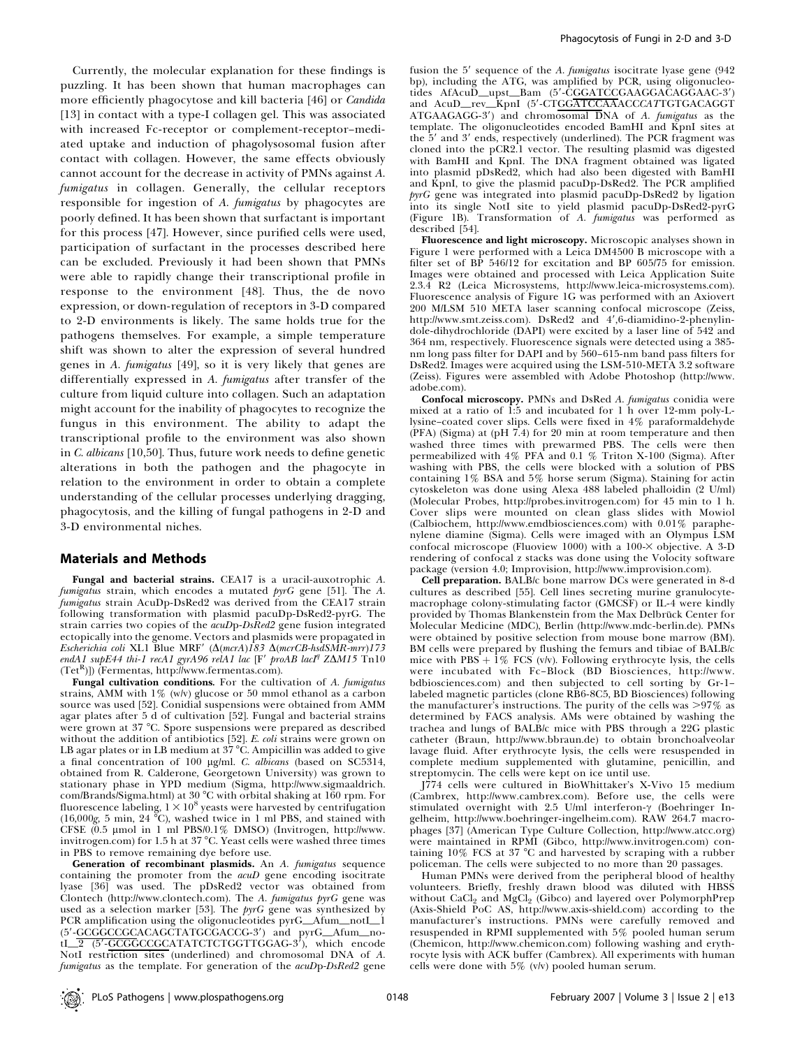Currently, the molecular explanation for these findings is puzzling. It has been shown that human macrophages can more efficiently phagocytose and kill bacteria [46] or *Candida* [13] in contact with a type-I collagen gel. This was associated with increased Fc-receptor or complement-receptor–mediated uptake and induction of phagolysosomal fusion after contact with collagen. However, the same effects obviously cannot account for the decrease in activity of PMNs against *A. fumigatus* in collagen. Generally, the cellular receptors responsible for ingestion of *A. fumigatus* by phagocytes are poorly defined. It has been shown that surfactant is important for this process [47]. However, since purified cells were used, participation of surfactant in the processes described here can be excluded. Previously it had been shown that PMNs were able to rapidly change their transcriptional profile in response to the environment [48]. Thus, the de novo expression, or down-regulation of receptors in 3-D compared to 2-D environments is likely. The same holds true for the pathogens themselves. For example, a simple temperature shift was shown to alter the expression of several hundred genes in *A. fumigatus* [49], so it is very likely that genes are differentially expressed in *A. fumigatus* after transfer of the culture from liquid culture into collagen. Such an adaptation might account for the inability of phagocytes to recognize the fungus in this environment. The ability to adapt the transcriptional profile to the environment was also shown in *C. albicans* [10,50]. Thus, future work needs to define genetic alterations in both the pathogen and the phagocyte in relation to the environment in order to obtain a complete understanding of the cellular processes underlying dragging, phagocytosis, and the killing of fungal pathogens in 2-D and 3-D environmental niches.

## Materials and Methods

**Fungal and bacterial strains.** CEA17 is a uracil-auxotrophic *A. fumigatus* strain, which encodes a mutated *pyrG* gene [51]. The *A. fumigatus* strain AcuDp-DsRed2 was derived from the CEA17 strain following transformation with plasmid pacuDp-DsRed2-pyrG. The strain carries two copies of the *acuD*p-*DsRed2* gene fusion integrated ectopically into the genome. Vectors and plasmids were propagated in *Escherichia coli* XL1 Blue MRF′ (Δ(*mcrA*)*183* Δ(*mcrCB-hsdSMR-mrr*)*173* *endA1 supE44 thi-1 recA1 gyrA96 relA1 lac* [F′ *proAB lacI^q^ Z*Δ*M15* Tn10 ($Tet^R$)]) (Fermentas, http://www.fermentas.com).

**Fungal cultivation conditions.** For the cultivation of *A. fumigatus* strains, AMM with 1% (w/v) glucose or 50 mmol ethanol as a carbon source was used [52]. Conidial suspensions were obtained from AMM agar plates after 5 d of cultivation [52]. Fungal and bacterial strains were grown at 37 °C. Spore suspensions were prepared as described without the addition of antibiotics [52]. *E. coli* strains were grown on LB agar plates or in LB medium at 37 °C. Ampicillin was added to give a final concentration of 100 μg/ml. *C. albicans* (based on SC5314, obtained from R. Calderone, Georgetown University) was grown to stationary phase in YPD medium (Sigma, http://www.sigmaaldrich.com/Brands/Sigma.html) at 30 °C with orbital shaking at 160 rpm. For fluorescence labeling, $1 \times 10^8$ yeasts were harvested by centrifugation (16,000*g*, 5 min, 24 °C), washed twice in 1 ml PBS, and stained with CFSE (0.5 μmol in 1 ml PBS/0.1% DMSO) (Invitrogen, http://www.invitrogen.com) for 1.5 h at 37 °C. Yeast cells were washed three times in PBS to remove remaining dye before use.

**Generation of recombinant plasmids.** An *A. fumigatus* sequence containing the promoter from the *acuD* gene encoding isocitrate lyase [36] was used. The pDsRed2 vector was obtained from Clontech (http://www.clontech.com). The *A. fumigatus pyrG* gene was used as a selection marker [53]. The *pyrG* gene was synthesized by PCR amplification using the oligonucleotides pyrG__Afum__notI__1 (5′-GCGGCCGCACAGCTATGCGACCG-3′) and pyrG__Afum__notI__2 (5′-GCGGCCGCATATCTCTGGTTGGAG-3′), which encode NotI restriction sites (underlined) and chromosomal DNA of *A. fumigatus* as the template. For generation of the *acuD*p-*DsRed2* gene fusion the 5′ sequence of the *A. fumigatus* isocitrate lyase gene (942 bp), including the ATG, was amplified by PCR, using oligonucleotides AfAcuD__upst__Bam (5′-CGGATCCGAAGGACAGGAAC-3′) and AcuD__rev__KpnI (5′-CTGGATCCAAACC*CAT*TGTGACAGGTATGAAGAGG-3′) and chromosomal DNA of *A. fumigatus* as the template. The oligonucleotides encoded BamHI and KpnI sites at the 5′ and 3′ ends, respectively (underlined). The PCR fragment was cloned into the pCR2.1 vector. The resulting plasmid was digested with BamHI and KpnI. The DNA fragment obtained was ligated into plasmid pDsRed2, which had also been digested with BamHI and KpnI, to give the plasmid pacuDp-DsRed2. The PCR amplified *pyrG* gene was integrated into plasmid pacuDp-DsRed2 by ligation into its single NotI site to yield plasmid pacuDp-DsRed2-pyrG (Figure 1B). Transformation of *A. fumigatus* was performed as described [54].

**Fluorescence and light microscopy.** Microscopic analyses shown in Figure 1 were performed with a Leica DM4500 B microscope with a filter set of BP 546/12 for excitation and BP 605/75 for emission. Images were obtained and processed with Leica Application Suite 2.3.4 R2 (Leica Microsystems, http://www.leica-microsystems.com). Fluorescence analysis of Figure 1G was performed with an Axiovert 200 M/LSM 510 META laser scanning confocal microscope (Zeiss, http://www.smt.zeiss.com). DsRed2 and 4′,6-diamidino-2-phenylindole-dihydrochloride (DAPI) were excited by a laser line of 542 and 364 nm, respectively. Fluorescence signals were detected using a 385-nm long pass filter for DAPI and by 560–615-nm band pass filters for DsRed2. Images were acquired using the LSM-510-META 3.2 software (Zeiss). Figures were assembled with Adobe Photoshop (http://www.adobe.com).

**Confocal microscopy.** PMNs and DsRed *A. fumigatus* conidia were mixed at a ratio of 1:5 and incubated for 1 h over 12-mm poly-L-lysine–coated cover slips. Cells were fixed in 4% paraformaldehyde (PFA) (Sigma) at (pH 7.4) for 20 min at room temperature and then washed three times with prewarmed PBS. The cells were then permeabilized with 4% PFA and 0.1 % Triton X-100 (Sigma). After washing with PBS, the cells were blocked with a solution of PBS containing 1% BSA and 5% horse serum (Sigma). Staining for actin cytoskeleton was done using Alexa 488 labeled phalloidin (2 U/ml) (Molecular Probes, http://probes.invitrogen.com) for 45 min to 1 h. Cover slips were mounted on clean glass slides with Mowiol (Calbiochem, http://www.emdbiosciences.com) with 0.01% paraphenylene diamine (Sigma). Cells were imaged with an Olympus LSM confocal microscope (Fluoview 1000) with a 100-× objective. A 3-D rendering of confocal z stacks was done using the Volocity software package (version 4.0; Improvision, http://www.improvision.com).

**Cell preparation.** BALB/c bone marrow DCs were generated in 8-d cultures as described [55]. Cell lines secreting murine granulocyte-macrophage colony-stimulating factor (GMCSF) or IL-4 were kindly provided by Thomas Blankenstein from the Max Delbrück Center for Molecular Medicine (MDC), Berlin (http://www.mdc-berlin.de). PMNs were obtained by positive selection from mouse bone marrow (BM). BM cells were prepared by flushing the femurs and tibiae of BALB/c mice with PBS + 1% FCS (v/v). Following erythrocyte lysis, the cells were incubated with Fc–Block (BD Biosciences, http://www.bdbiosciences.com) and then subjected to cell sorting by Gr-1–labeled magnetic particles (clone RB6-8C5, BD Biosciences) following the manufacturer's instructions. The purity of the cells was >97% as determined by FACS analysis. AMs were obtained by washing the trachea and lungs of BALB/c mice with PBS through a 22G plastic catheter (Braun, http://www.bbraun.de) to obtain bronchoalveolar lavage fluid. After erythrocyte lysis, the cells were resuspended in complete medium supplemented with glutamine, penicillin, and streptomycin. The cells were kept on ice until use.

J774 cells were cultured in BioWhittaker's X-Vivo 15 medium (Cambrex, http://www.cambrex.com). Before use, the cells were stimulated overnight with 2.5 U/ml interferon-γ (Boehringer Ingelheim, http://www.boehringer-ingelheim.com). RAW 264.7 macrophages [37] (American Type Culture Collection, http://www.atcc.org) were maintained in RPMI (Gibco, http://www.invitrogen.com) containing 10% FCS at 37 °C and harvested by scraping with a rubber policeman. The cells were subjected to no more than 20 passages.

Human PMNs were derived from the peripheral blood of healthy volunteers. Briefly, freshly drawn blood was diluted with HBSS without $CaCl_2$ and $MgCl_2$ (Gibco) and layered over PolymorphPrep (Axis-Shield PoC AS, http://www.axis-shield.com) according to the manufacturer's instructions. PMNs were carefully removed and resuspended in RPMI supplemented with 5% pooled human serum (Chemicon, http://www.chemicon.com) following washing and erythrocyte lysis with ACK buffer (Cambrex). All experiments with human cells were done with 5% (v/v) pooled human serum.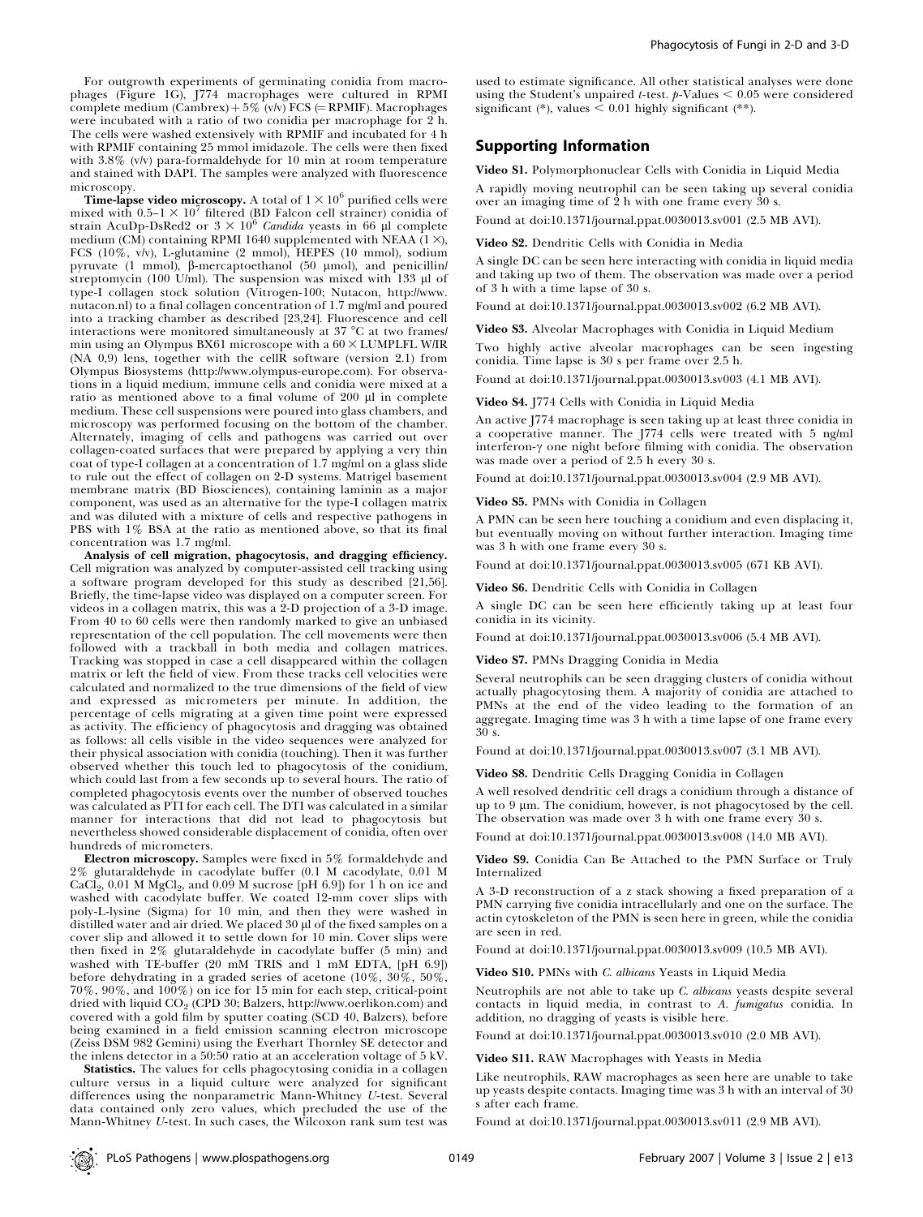For outgrowth experiments of germinating conidia from macrophages (Figure 1G), J774 macrophages were cultured in RPMI complete medium (Cambrex) + 5% (v/v) FCS (= RPMIF). Macrophages were incubated with a ratio of two conidia per macrophage for 2 h. The cells were washed extensively with RPMIF and incubated for 4 h with RPMIF containing 25 mmol imidazole. The cells were then fixed with 3.8% (v/v) para-formaldehyde for 10 min at room temperature and stained with DAPI. The samples were analyzed with fluorescence microscopy.

**Time-lapse video microscopy.** A total of $1 \times 10^6$ purified cells were mixed with $0.5$–$1 \times 10^7$ filtered (BD Falcon cell strainer) conidia of strain AcuDp-DsRed2 or $3 \times 10^6$ *Candida* yeasts in 66 μl complete medium (CM) containing RPMI 1640 supplemented with NEAA (1 ×), FCS (10%, v/v), L-glutamine (2 mmol), HEPES (10 mmol), sodium pyruvate (1 mmol), β-mercaptoethanol (50 μmol), and penicillin/streptomycin (100 U/ml). The suspension was mixed with 133 μl of type-I collagen stock solution (Vitrogen-100; Nutacon, http://www.nutacon.nl) to a final collagen concentration of 1.7 mg/ml and poured into a tracking chamber as described [23,24]. Fluorescence and cell interactions were monitored simultaneously at 37 °C at two frames/min using an Olympus BX61 microscope with a 60 × LUMPLFL W/IR (NA 0,9) lens, together with the cellR software (version 2.1) from Olympus Biosystems (http://www.olympus-europe.com). For observations in a liquid medium, immune cells and conidia were mixed at a ratio as mentioned above to a final volume of 200 μl in complete medium. These cell suspensions were poured into glass chambers, and microscopy was performed focusing on the bottom of the chamber. Alternately, imaging of cells and pathogens was carried out over collagen-coated surfaces that were prepared by applying a very thin coat of type-I collagen at a concentration of 1.7 mg/ml on a glass slide to rule out the effect of collagen on 2-D systems. Matrigel basement membrane matrix (BD Biosciences), containing laminin as a major component, was used as an alternative for the type-I collagen matrix and was diluted with a mixture of cells and respective pathogens in PBS with 1% BSA at the ratio as mentioned above, so that its final concentration was 1.7 mg/ml.

**Analysis of cell migration, phagocytosis, and dragging efficiency.** Cell migration was analyzed by computer-assisted cell tracking using a software program developed for this study as described [21,56]. Briefly, the time-lapse video was displayed on a computer screen. For videos in a collagen matrix, this was a 2-D projection of a 3-D image. From 40 to 60 cells were then randomly marked to give an unbiased representation of the cell population. The cell movements were then followed with a trackball in both media and collagen matrices. Tracking was stopped in case a cell disappeared within the collagen matrix or left the field of view. From these tracks cell velocities were calculated and normalized to the true dimensions of the field of view and expressed as micrometers per minute. In addition, the percentage of cells migrating at a given time point were expressed as activity. The efficiency of phagocytosis and dragging was obtained as follows: all cells visible in the video sequences were analyzed for their physical association with conidia (touching). Then it was further observed whether this touch led to phagocytosis of the conidium, which could last from a few seconds up to several hours. The ratio of completed phagocytosis events over the number of observed touches was calculated as PTI for each cell. The DTI was calculated in a similar manner for interactions that did not lead to phagocytosis but nevertheless showed considerable displacement of conidia, often over hundreds of micrometers.

**Electron microscopy.** Samples were fixed in 5% formaldehyde and 2% glutaraldehyde in cacodylate buffer (0.1 M cacodylate, 0.01 M $CaCl_2$, 0.01 M $MgCl_2$, and 0.09 M sucrose [pH 6.9]) for 1 h on ice and washed with cacodylate buffer. We coated 12-mm cover slips with poly-L-lysine (Sigma) for 10 min, and then they were washed in distilled water and air dried. We placed 30 μl of the fixed samples on a cover slip and allowed it to settle down for 10 min. Cover slips were then fixed in 2% glutaraldehyde in cacodylate buffer (5 min) and washed with TE-buffer (20 mM TRIS and 1 mM EDTA, [pH 6.9]) before dehydrating in a graded series of acetone (10%, 30%, 50%, 70%, 90%, and 100%) on ice for 15 min for each step, critical-point dried with liquid $CO_2$ (CPD 30; Balzers, http://www.oerlikon.com) and covered with a gold film by sputter coating (SCD 40, Balzers), before being examined in a field emission scanning electron microscope (Zeiss DSM 982 Gemini) using the Everhart Thornley SE detector and the inlens detector in a 50:50 ratio at an acceleration voltage of 5 kV.

**Statistics.** The values for cells phagocytosing conidia in a collagen culture versus in a liquid culture were analyzed for significant differences using the nonparametric Mann-Whitney *U*-test. Several data contained only zero values, which precluded the use of the Mann-Whitney *U*-test. In such cases, the Wilcoxon rank sum test was used to estimate significance. All other statistical analyses were done using the Student's unpaired *t*-test. $p$-Values $< 0.05$ were considered significant (*), values $< 0.01$ highly significant (**).

## Supporting Information

**Video S1.** Polymorphonuclear Cells with Conidia in Liquid Media

A rapidly moving neutrophil can be seen taking up several conidia over an imaging time of 2 h with one frame every 30 s.

Found at doi:10.1371/journal.ppat.0030013.sv001 (2.5 MB AVI).

**Video S2.** Dendritic Cells with Conidia in Media

A single DC can be seen here interacting with conidia in liquid media and taking up two of them. The observation was made over a period of 3 h with a time lapse of 30 s.

Found at doi:10.1371/journal.ppat.0030013.sv002 (6.2 MB AVI).

**Video S3.** Alveolar Macrophages with Conidia in Liquid Medium

Two highly active alveolar macrophages can be seen ingesting conidia. Time lapse is 30 s per frame over 2.5 h.

Found at doi:10.1371/journal.ppat.0030013.sv003 (4.1 MB AVI).

**Video S4.** J774 Cells with Conidia in Liquid Media

An active J774 macrophage is seen taking up at least three conidia in a cooperative manner. The J774 cells were treated with 5 ng/ml interferon-γ one night before filming with conidia. The observation was made over a period of 2.5 h every 30 s.

Found at doi:10.1371/journal.ppat.0030013.sv004 (2.9 MB AVI).

**Video S5.** PMNs with Conidia in Collagen

A PMN can be seen here touching a conidium and even displacing it, but eventually moving on without further interaction. Imaging time was 3 h with one frame every 30 s.

Found at doi:10.1371/journal.ppat.0030013.sv005 (671 KB AVI).

**Video S6.** Dendritic Cells with Conidia in Collagen

A single DC can be seen here efficiently taking up at least four conidia in its vicinity.

Found at doi:10.1371/journal.ppat.0030013.sv006 (5.4 MB AVI).

**Video S7.** PMNs Dragging Conidia in Media

Several neutrophils can be seen dragging clusters of conidia without actually phagocytosing them. A majority of conidia are attached to PMNs at the end of the video leading to the formation of an aggregate. Imaging time was 3 h with a time lapse of one frame every 30 s.

Found at doi:10.1371/journal.ppat.0030013.sv007 (3.1 MB AVI).

**Video S8.** Dendritic Cells Dragging Conidia in Collagen

A well resolved dendritic cell drags a conidium through a distance of up to 9 μm. The conidium, however, is not phagocytosed by the cell. The observation was made over 3 h with one frame every 30 s.

Found at doi:10.1371/journal.ppat.0030013.sv008 (14.0 MB AVI).

**Video S9.** Conidia Can Be Attached to the PMN Surface or Truly Internalized

A 3-D reconstruction of a z stack showing a fixed preparation of a PMN carrying five conidia intracellularly and one on the surface. The actin cytoskeleton of the PMN is seen here in green, while the conidia are seen in red.

Found at doi:10.1371/journal.ppat.0030013.sv009 (10.5 MB AVI).

**Video S10.** PMNs with *C. albicans* Yeasts in Liquid Media

Neutrophils are not able to take up *C. albicans* yeasts despite several contacts in liquid media, in contrast to *A. fumigatus* conidia. In addition, no dragging of yeasts is visible here.

Found at doi:10.1371/journal.ppat.0030013.sv010 (2.0 MB AVI).

**Video S11.** RAW Macrophages with Yeasts in Media

Like neutrophils, RAW macrophages as seen here are unable to take up yeasts despite contacts. Imaging time was 3 h with an interval of 30 s after each frame.

Found at doi:10.1371/journal.ppat.0030013.sv011 (2.9 MB AVI).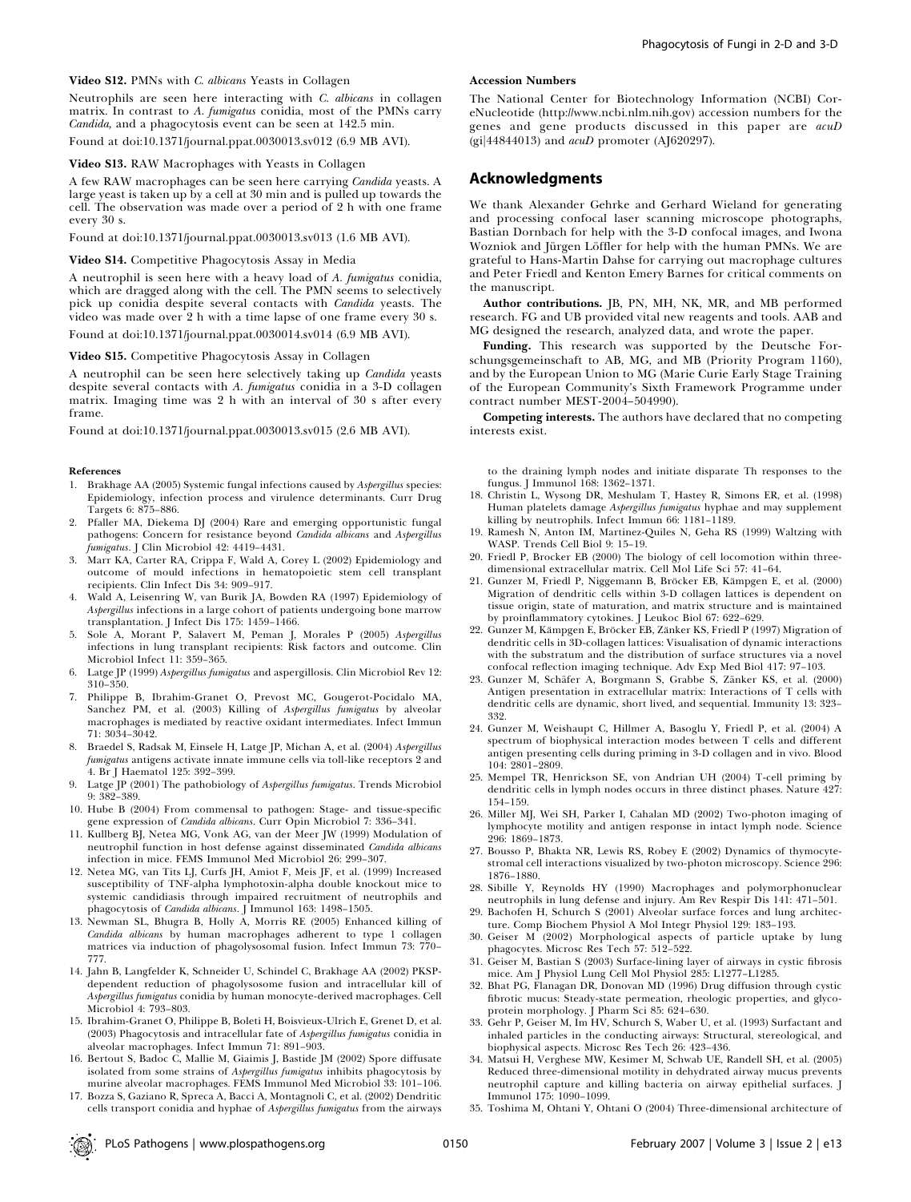**Video S12.** PMNs with *C. albicans* Yeasts in Collagen

Neutrophils are seen here interacting with *C. albicans* in collagen matrix. In contrast to *A. fumigatus* conidia, most of the PMNs carry *Candida*, and a phagocytosis event can be seen at 142.5 min.

Found at doi:10.1371/journal.ppat.0030013.sv012 (6.9 MB AVI).

**Video S13.** RAW Macrophages with Yeasts in Collagen

A few RAW macrophages can be seen here carrying *Candida* yeasts. A large yeast is taken up by a cell at 30 min and is pulled up towards the cell. The observation was made over a period of 2 h with one frame every 30 s.

Found at doi:10.1371/journal.ppat.0030013.sv013 (1.6 MB AVI).

**Video S14.** Competitive Phagocytosis Assay in Media

A neutrophil is seen here with a heavy load of *A. fumigatus* conidia, which are dragged along with the cell. The PMN seems to selectively pick up conidia despite several contacts with *Candida* yeasts. The video was made over 2 h with a time lapse of one frame every 30 s.

Found at doi:10.1371/journal.ppat.0030014.sv014 (6.9 MB AVI).

**Video S15.** Competitive Phagocytosis Assay in Collagen

A neutrophil can be seen here selectively taking up *Candida* yeasts despite several contacts with *A. fumigatus* conidia in a 3-D collagen matrix. Imaging time was 2 h with an interval of 30 s after every frame.

Found at doi:10.1371/journal.ppat.0030013.sv015 (2.6 MB AVI).

**Accession Numbers**

The National Center for Biotechnology Information (NCBI) CoreNucleotide (http://www.ncbi.nlm.nih.gov) accession numbers for the genes and gene products discussed in this paper are *acuD* (gi|44844013) and *acuD* promoter (AJ620297).

## Acknowledgments

We thank Alexander Gehrke and Gerhard Wieland for generating and processing confocal laser scanning microscope photographs, Bastian Dornbach for help with the 3-D confocal images, and Iwona Wozniok and Jürgen Löffler for help with the human PMNs. We are grateful to Hans-Martin Dahse for carrying out macrophage cultures and Peter Friedl and Kenton Emery Barnes for critical comments on the manuscript.

**Author contributions.** JB, PN, MH, NK, MR, and MB performed research. FG and UB provided vital new reagents and tools. AAB and MG designed the research, analyzed data, and wrote the paper.

**Funding.** This research was supported by the Deutsche Forschungsgemeinschaft to AB, MG, and MB (Priority Program 1160), and by the European Union to MG (Marie Curie Early Stage Training of the European Community's Sixth Framework Programme under contract number MEST-2004–504990).

**Competing interests.** The authors have declared that no competing interests exist.

## References

1. Brakhage AA (2005) Systemic fungal infections caused by *Aspergillus* species: Epidemiology, infection process and virulence determinants. Curr Drug Targets 6: 875–886.
2. Pfaller MA, Diekema DJ (2004) Rare and emerging opportunistic fungal pathogens: Concern for resistance beyond *Candida albicans* and *Aspergillus fumigatus*. J Clin Microbiol 42: 4419–4431.
3. Marr KA, Carter RA, Crippa F, Wald A, Corey L (2002) Epidemiology and outcome of mould infections in hematopoietic stem cell transplant recipients. Clin Infect Dis 34: 909–917.
4. Wald A, Leisenring W, van Burik JA, Bowden RA (1997) Epidemiology of *Aspergillus* infections in a large cohort of patients undergoing bone marrow transplantation. J Infect Dis 175: 1459–1466.
5. Sole A, Morant P, Salavert M, Peman J, Morales P (2005) *Aspergillus* infections in lung transplant recipients: Risk factors and outcome. Clin Microbiol Infect 11: 359–365.
6. Latge JP (1999) *Aspergillus fumigatus* and aspergillosis. Clin Microbiol Rev 12: 310–350.
7. Philippe B, Ibrahim-Granet O, Prevost MC, Gougerot-Pocidalo MA, Sanchez PM, et al. (2003) Killing of *Aspergillus fumigatus* by alveolar macrophages is mediated by reactive oxidant intermediates. Infect Immun 71: 3034–3042.
8. Braedel S, Radsak M, Einsele H, Latge JP, Michan A, et al. (2004) *Aspergillus fumigatus* antigens activate innate immune cells via toll-like receptors 2 and 4. Br J Haematol 125: 392–399.
9. Latge JP (2001) The pathobiology of *Aspergillus fumigatus*. Trends Microbiol 9: 382–389.
10. Hube B (2004) From commensal to pathogen: Stage- and tissue-specific gene expression of *Candida albicans*. Curr Opin Microbiol 7: 336–341.
11. Kullberg BJ, Netea MG, Vonk AG, van der Meer JW (1999) Modulation of neutrophil function in host defense against disseminated *Candida albicans* infection in mice. FEMS Immunol Med Microbiol 26: 299–307.
12. Netea MG, van Tits LJ, Curfs JH, Amiot F, Meis JF, et al. (1999) Increased susceptibility of TNF-alpha lymphotoxin-alpha double knockout mice to systemic candidiasis through impaired recruitment of neutrophils and phagocytosis of *Candida albicans*. J Immunol 163: 1498–1505.
13. Newman SL, Bhugra B, Holly A, Morris RE (2005) Enhanced killing of *Candida albicans* by human macrophages adherent to type 1 collagen matrices via induction of phagolysosomal fusion. Infect Immun 73: 770–777.
14. Jahn B, Langfelder K, Schneider U, Schindel C, Brakhage AA (2002) PKSP-dependent reduction of phagolysosome fusion and intracellular kill of *Aspergillus fumigatus* conidia by human monocyte-derived macrophages. Cell Microbiol 4: 793–803.
15. Ibrahim-Granet O, Philippe B, Boleti H, Boisvieux-Ulrich E, Grenet D, et al. (2003) Phagocytosis and intracellular fate of *Aspergillus fumigatus* conidia in alveolar macrophages. Infect Immun 71: 891–903.
16. Bertout S, Badoc C, Mallie M, Giaimis J, Bastide JM (2002) Spore diffusate isolated from some strains of *Aspergillus fumigatus* inhibits phagocytosis by murine alveolar macrophages. FEMS Immunol Med Microbiol 33: 101–106.
17. Bozza S, Gaziano R, Spreca A, Bacci A, Montagnoli C, et al. (2002) Dendritic cells transport conidia and hyphae of *Aspergillus fumigatus* from the airways to the draining lymph nodes and initiate disparate Th responses to the fungus. J Immunol 168: 1362–1371.
18. Christin L, Wysong DR, Meshulam T, Hastey R, Simons ER, et al. (1998) Human platelets damage *Aspergillus fumigatus* hyphae and may supplement killing by neutrophils. Infect Immun 66: 1181–1189.
19. Ramesh N, Anton IM, Martinez-Quiles N, Geha RS (1999) Waltzing with WASP. Trends Cell Biol 9: 15–19.
20. Friedl P, Brocker EB (2000) The biology of cell locomotion within three-dimensional extracellular matrix. Cell Mol Life Sci 57: 41–64.
21. Gunzer M, Friedl P, Niggemann B, Bröcker EB, Kämpgen E, et al. (2000) Migration of dendritic cells within 3-D collagen lattices is dependent on tissue origin, state of maturation, and matrix structure and is maintained by proinflammatory cytokines. J Leukoc Biol 67: 622–629.
22. Gunzer M, Kämpgen E, Bröcker EB, Zänker KS, Friedl P (1997) Migration of dendritic cells in 3D-collagen lattices: Visualisation of dynamic interactions with the substratum and the distribution of surface structures via a novel confocal reflection imaging technique. Adv Exp Med Biol 417: 97–103.
23. Gunzer M, Schäfer A, Borgmann S, Grabbe S, Zänker KS, et al. (2000) Antigen presentation in extracellular matrix: Interactions of T cells with dendritic cells are dynamic, short lived, and sequential. Immunity 13: 323–332.
24. Gunzer M, Weishaupt C, Hillmer A, Basoglu Y, Friedl P, et al. (2004) A spectrum of biophysical interaction modes between T cells and different antigen presenting cells during priming in 3-D collagen and in vivo. Blood 104: 2801–2809.
25. Mempel TR, Henrickson SE, von Andrian UH (2004) T-cell priming by dendritic cells in lymph nodes occurs in three distinct phases. Nature 427: 154–159.
26. Miller MJ, Wei SH, Parker I, Cahalan MD (2002) Two-photon imaging of lymphocyte motility and antigen response in intact lymph node. Science 296: 1869–1873.
27. Bousso P, Bhakta NR, Lewis RS, Robey E (2002) Dynamics of thymocyte-stromal cell interactions visualized by two-photon microscopy. Science 296: 1876–1880.
28. Sibille Y, Reynolds HY (1990) Macrophages and polymorphonuclear neutrophils in lung defense and injury. Am Rev Respir Dis 141: 471–501.
29. Bachofen H, Schurch S (2001) Alveolar surface forces and lung architecture. Comp Biochem Physiol A Mol Integr Physiol 129: 183–193.
30. Geiser M (2002) Morphological aspects of particle uptake by lung phagocytes. Microsc Res Tech 57: 512–522.
31. Geiser M, Bastian S (2003) Surface-lining layer of airways in cystic fibrosis mice. Am J Physiol Lung Cell Mol Physiol 285: L1277–L1285.
32. Bhat PG, Flanagan DR, Donovan MD (1996) Drug diffusion through cystic fibrotic mucus: Steady-state permeation, rheologic properties, and glycoprotein morphology. J Pharm Sci 85: 624–630.
33. Gehr P, Geiser M, Im HV, Schurch S, Waber U, et al. (1993) Surfactant and inhaled particles in the conducting airways: Structural, stereological, and biophysical aspects. Microsc Res Tech 26: 423–436.
34. Matsui H, Verghese MW, Kesimer M, Schwab UE, Randell SH, et al. (2005) Reduced three-dimensional motility in dehydrated airway mucus prevents neutrophil capture and killing bacteria on airway epithelial surfaces. J Immunol 175: 1090–1099.
35. Toshima M, Ohtani Y, Ohtani O (2004) Three-dimensional architecture of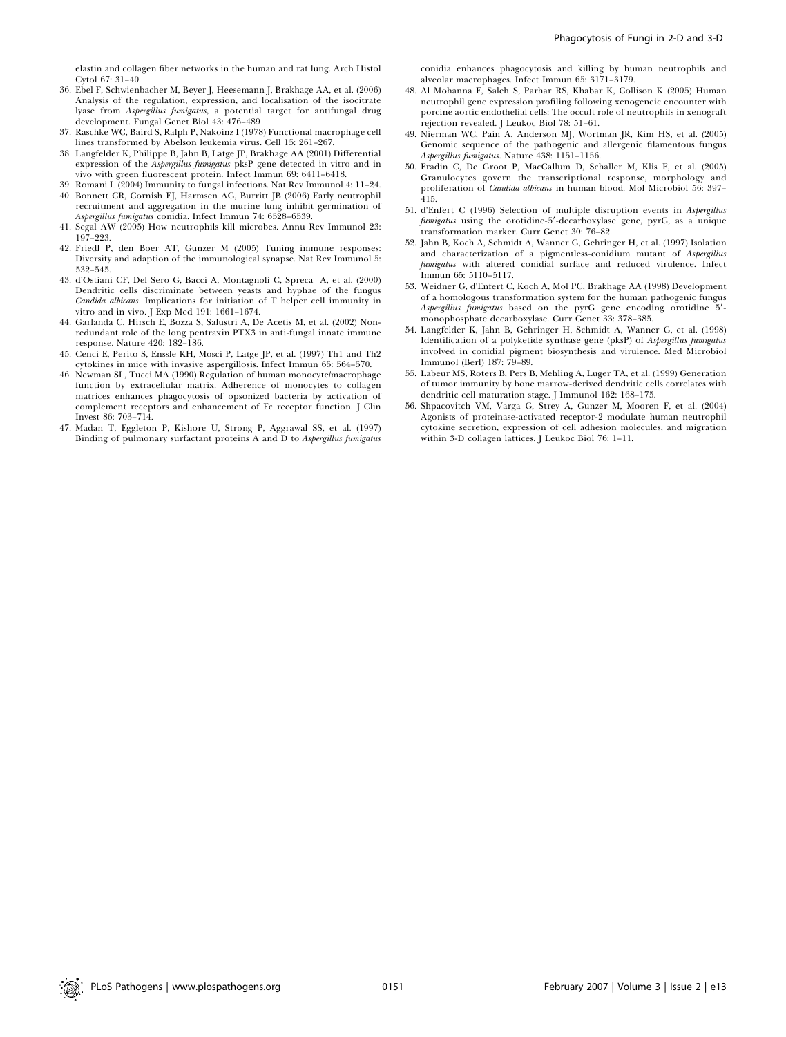elastin and collagen fiber networks in the human and rat lung. Arch Histol Cytol 67: 31–40.

36. Ebel F, Schwienbacher M, Beyer J, Heesemann J, Brakhage AA, et al. (2006) Analysis of the regulation, expression, and localisation of the isocitrate lyase from *Aspergillus fumigatus*, a potential target for antifungal drug development. Fungal Genet Biol 43: 476–489
37. Raschke WC, Baird S, Ralph P, Nakoinz I (1978) Functional macrophage cell lines transformed by Abelson leukemia virus. Cell 15: 261–267.
38. Langfelder K, Philippe B, Jahn B, Latge JP, Brakhage AA (2001) Differential expression of the *Aspergillus fumigatus* pksP gene detected in vitro and in vivo with green fluorescent protein. Infect Immun 69: 6411–6418.
39. Romani L (2004) Immunity to fungal infections. Nat Rev Immunol 4: 11–24.
40. Bonnett CR, Cornish EJ, Harmsen AG, Burritt JB (2006) Early neutrophil recruitment and aggregation in the murine lung inhibit germination of *Aspergillus fumigatus* conidia. Infect Immun 74: 6528–6539.
41. Segal AW (2005) How neutrophils kill microbes. Annu Rev Immunol 23: 197–223.
42. Friedl P, den Boer AT, Gunzer M (2005) Tuning immune responses: Diversity and adaption of the immunological synapse. Nat Rev Immunol 5: 532–545.
43. d'Ostiani CF, Del Sero G, Bacci A, Montagnoli C, Spreca A, et al. (2000) Dendritic cells discriminate between yeasts and hyphae of the fungus *Candida albicans*. Implications for initiation of T helper cell immunity in vitro and in vivo. J Exp Med 191: 1661–1674.
44. Garlanda C, Hirsch E, Bozza S, Salustri A, De Acetis M, et al. (2002) Non-redundant role of the long pentraxin PTX3 in anti-fungal innate immune response. Nature 420: 182–186.
45. Cenci E, Perito S, Enssle KH, Mosci P, Latge JP, et al. (1997) Th1 and Th2 cytokines in mice with invasive aspergillosis. Infect Immun 65: 564–570.
46. Newman SL, Tucci MA (1990) Regulation of human monocyte/macrophage function by extracellular matrix. Adherence of monocytes to collagen matrices enhances phagocytosis of opsonized bacteria by activation of complement receptors and enhancement of Fc receptor function. J Clin Invest 86: 703–714.
47. Madan T, Eggleton P, Kishore U, Strong P, Aggrawal SS, et al. (1997) Binding of pulmonary surfactant proteins A and D to *Aspergillus fumigatus* conidia enhances phagocytosis and killing by human neutrophils and alveolar macrophages. Infect Immun 65: 3171–3179.
48. Al Mohanna F, Saleh S, Parhar RS, Khabar K, Collison K (2005) Human neutrophil gene expression profiling following xenogeneic encounter with porcine aortic endothelial cells: The occult role of neutrophils in xenograft rejection revealed. J Leukoc Biol 78: 51–61.
49. Nierman WC, Pain A, Anderson MJ, Wortman JR, Kim HS, et al. (2005) Genomic sequence of the pathogenic and allergenic filamentous fungus *Aspergillus fumigatus*. Nature 438: 1151–1156.
50. Fradin C, De Groot P, MacCallum D, Schaller M, Klis F, et al. (2005) Granulocytes govern the transcriptional response, morphology and proliferation of *Candida albicans* in human blood. Mol Microbiol 56: 397–415.
51. d'Enfert C (1996) Selection of multiple disruption events in *Aspergillus fumigatus* using the orotidine-5′-decarboxylase gene, pyrG, as a unique transformation marker. Curr Genet 30: 76–82.
52. Jahn B, Koch A, Schmidt A, Wanner G, Gehringer H, et al. (1997) Isolation and characterization of a pigmentless-conidium mutant of *Aspergillus fumigatus* with altered conidial surface and reduced virulence. Infect Immun 65: 5110–5117.
53. Weidner G, d'Enfert C, Koch A, Mol PC, Brakhage AA (1998) Development of a homologous transformation system for the human pathogenic fungus *Aspergillus fumigatus* based on the pyrG gene encoding orotidine 5′-monophosphate decarboxylase. Curr Genet 33: 378–385.
54. Langfelder K, Jahn B, Gehringer H, Schmidt A, Wanner G, et al. (1998) Identification of a polyketide synthase gene (pksP) of *Aspergillus fumigatus* involved in conidial pigment biosynthesis and virulence. Med Microbiol Immunol (Berl) 187: 79–89.
55. Labeur MS, Roters B, Pers B, Mehling A, Luger TA, et al. (1999) Generation of tumor immunity by bone marrow-derived dendritic cells correlates with dendritic cell maturation stage. J Immunol 162: 168–175.
56. Shpacovitch VM, Varga G, Strey A, Gunzer M, Mooren F, et al. (2004) Agonists of proteinase-activated receptor-2 modulate human neutrophil cytokine secretion, expression of cell adhesion molecules, and migration within 3-D collagen lattices. J Leukoc Biol 76: 1–11.